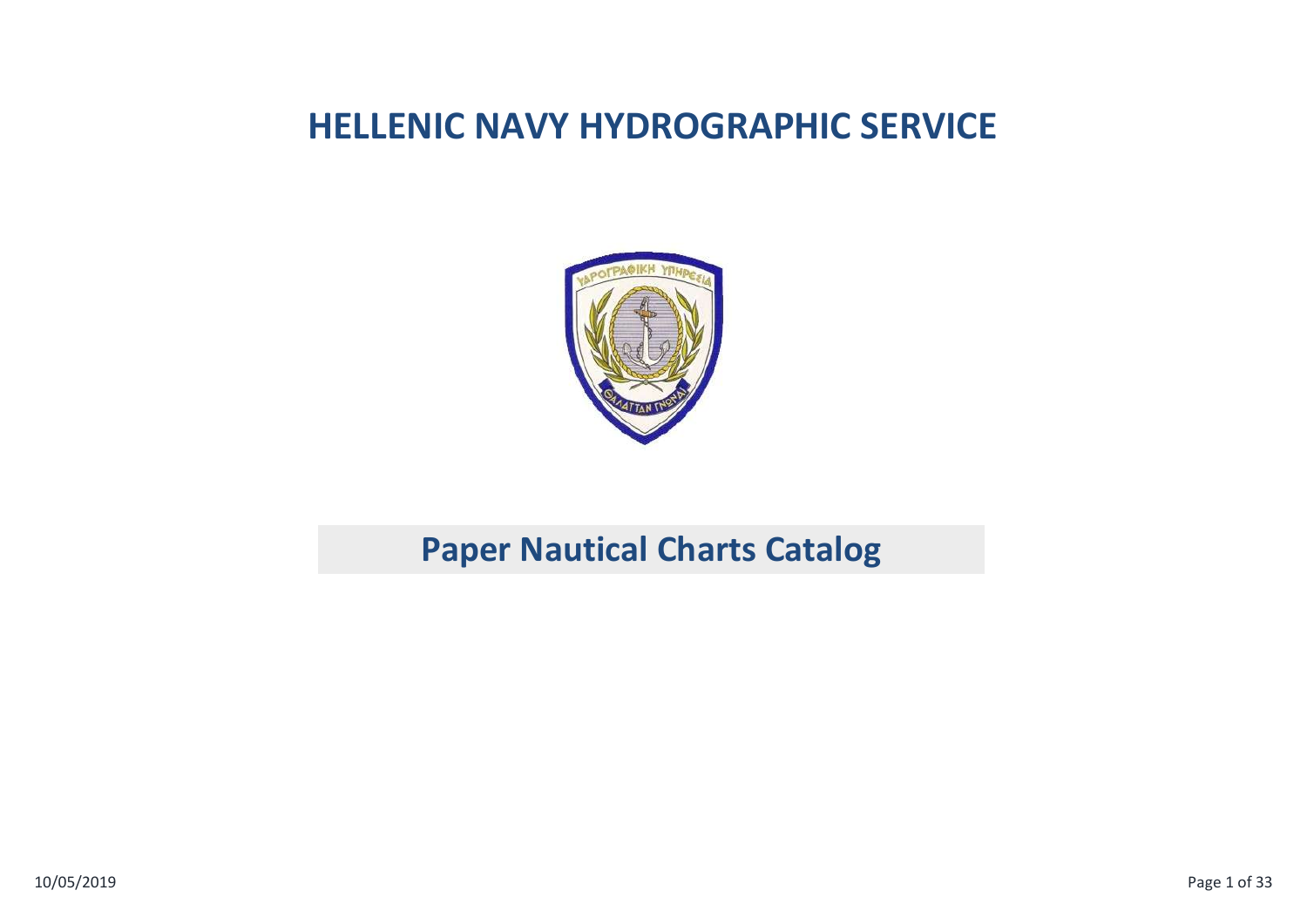# HELLENIC NAVY HYDROGRAPHIC SERVICE

## Paper Nautical Charts Catalog

10/05/2019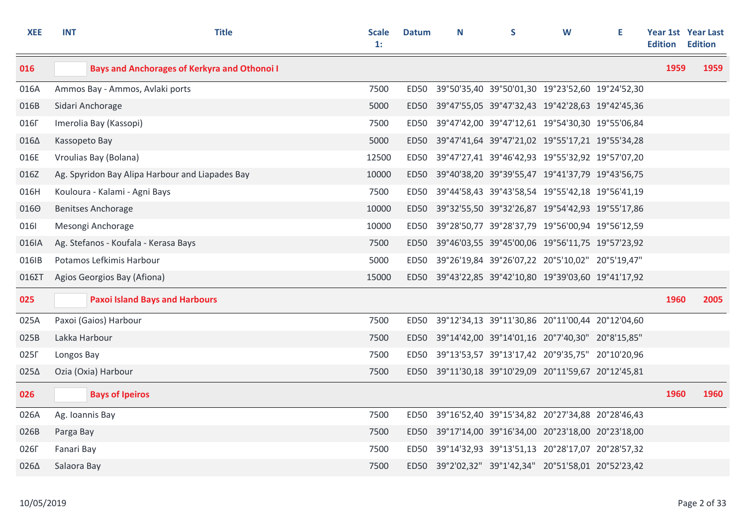| XEE | INT | Title | Scale 1: | Datum | N | S | W | E | Year 1st Edition | Year Last Edition |
|---|---|---|---|---|---|---|---|---|---|---|
| **016** | | **Bays and Anchorages of Kerkyra and Othonoi I** | | | | | | | **1959** | **1959** |
| 016A | | Ammos Bay - Ammos, Avlaki ports | 7500 | ED50 | 39°50'35,40 | 39°50'01,30 | 19°23'52,60 | 19°24'52,30 | | |
| 016B | | Sidari Anchorage | 5000 | ED50 | 39°47'55,05 | 39°47'32,43 | 19°42'28,63 | 19°42'45,36 | | |
| 016Γ | | Imerolia Bay (Kassopi) | 7500 | ED50 | 39°47'42,00 | 39°47'12,61 | 19°54'30,30 | 19°55'06,84 | | |
| 016Δ | | Kassopeto Bay | 5000 | ED50 | 39°47'41,64 | 39°47'21,02 | 19°55'17,21 | 19°55'34,28 | | |
| 016E | | Vroulias Bay (Bolana) | 12500 | ED50 | 39°47'27,41 | 39°46'42,93 | 19°55'32,92 | 19°57'07,20 | | |
| 016Z | | Ag. Spyridon Bay Alipa Harbour and Liapades Bay | 10000 | ED50 | 39°40'38,20 | 39°39'55,47 | 19°41'37,79 | 19°43'56,75 | | |
| 016H | | Kouloura - Kalami - Agni Bays | 7500 | ED50 | 39°44'58,43 | 39°43'58,54 | 19°55'42,18 | 19°56'41,19 | | |
| 016Θ | | Benitses Anchorage | 10000 | ED50 | 39°32'55,50 | 39°32'26,87 | 19°54'42,93 | 19°55'17,86 | | |
| 016I | | Mesongi Anchorage | 10000 | ED50 | 39°28'50,77 | 39°28'37,79 | 19°56'00,94 | 19°56'12,59 | | |
| 016IA | | Ag. Stefanos - Koufala - Kerasa Bays | 7500 | ED50 | 39°46'03,55 | 39°45'00,06 | 19°56'11,75 | 19°57'23,92 | | |
| 016IB | | Potamos Lefkimis Harbour | 5000 | ED50 | 39°26'19,84 | 39°26'07,22 | 20°5'10,02" | 20°5'19,47" | | |
| 016ΣΤ | | Agios Georgios Bay (Afiona) | 15000 | ED50 | 39°43'22,85 | 39°42'10,80 | 19°39'03,60 | 19°41'17,92 | | |
| **025** | | **Paxoi Island Bays and Harbours** | | | | | | | **1960** | **2005** |
| 025A | | Paxoi (Gaios) Harbour | 7500 | ED50 | 39°12'34,13 | 39°11'30,86 | 20°11'00,44 | 20°12'04,60 | | |
| 025B | | Lakka Harbour | 7500 | ED50 | 39°14'42,00 | 39°14'01,16 | 20°7'40,30" | 20°8'15,85" | | |
| 025Γ | | Longos Bay | 7500 | ED50 | 39°13'53,57 | 39°13'17,42 | 20°9'35,75" | 20°10'20,96 | | |
| 025Δ | | Ozia (Oxia) Harbour | 7500 | ED50 | 39°11'30,18 | 39°10'29,09 | 20°11'59,67 | 20°12'45,81 | | |
| **026** | | **Bays of Ipeiros** | | | | | | | **1960** | **1960** |
| 026A | | Ag. Ioannis Bay | 7500 | ED50 | 39°16'52,40 | 39°15'34,82 | 20°27'34,88 | 20°28'46,43 | | |
| 026B | | Parga Bay | 7500 | ED50 | 39°17'14,00 | 39°16'34,00 | 20°23'18,00 | 20°23'18,00 | | |
| 026Γ | | Fanari Bay | 7500 | ED50 | 39°14'32,93 | 39°13'51,13 | 20°28'17,07 | 20°28'57,32 | | |
| 026Δ | | Salaora Bay | 7500 | ED50 | 39°2'02,32" | 39°1'42,34" | 20°51'58,01 | 20°52'23,42 | | |

10/05/2019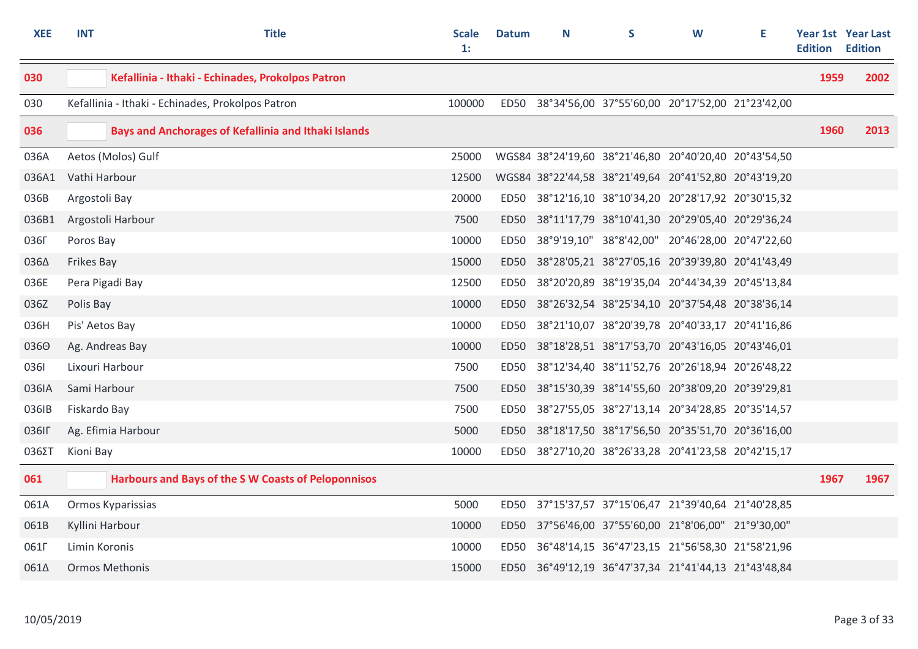| XEE | INT | Title | Scale 1: | Datum | N | S | W | E | Year 1st Edition | Year Last Edition |
|---|---|---|---|---|---|---|---|---|---|---|
| **030** | | **Kefallinia - Ithaki - Echinades, Prokolpos Patron** | | | | | | | **1959** | **2002** |
| 030 | | Kefallinia - Ithaki - Echinades, Prokolpos Patron | 100000 | ED50 | 38°34'56,00 | 37°55'60,00 | 20°17'52,00 | 21°23'42,00 | | |
| **036** | | **Bays and Anchorages of Kefallinia and Ithaki Islands** | | | | | | | **1960** | **2013** |
| 036A | | Aetos (Molos) Gulf | 25000 | WGS84 | 38°24'19,60 | 38°21'46,80 | 20°40'20,40 | 20°43'54,50 | | |
| 036A1 | | Vathi Harbour | 12500 | WGS84 | 38°22'44,58 | 38°21'49,64 | 20°41'52,80 | 20°43'19,20 | | |
| 036B | | Argostoli Bay | 20000 | ED50 | 38°12'16,10 | 38°10'34,20 | 20°28'17,92 | 20°30'15,32 | | |
| 036B1 | | Argostoli Harbour | 7500 | ED50 | 38°11'17,79 | 38°10'41,30 | 20°29'05,40 | 20°29'36,24 | | |
| 036Γ | | Poros Bay | 10000 | ED50 | 38°9'19,10" | 38°8'42,00" | 20°46'28,00 | 20°47'22,60 | | |
| 036Δ | | Frikes Bay | 15000 | ED50 | 38°28'05,21 | 38°27'05,16 | 20°39'39,80 | 20°41'43,49 | | |
| 036E | | Pera Pigadi Bay | 12500 | ED50 | 38°20'20,89 | 38°19'35,04 | 20°44'34,39 | 20°45'13,84 | | |
| 036Z | | Polis Bay | 10000 | ED50 | 38°26'32,54 | 38°25'34,10 | 20°37'54,48 | 20°38'36,14 | | |
| 036H | | Pis' Aetos Bay | 10000 | ED50 | 38°21'10,07 | 38°20'39,78 | 20°40'33,17 | 20°41'16,86 | | |
| 036Θ | | Ag. Andreas Bay | 10000 | ED50 | 38°18'28,51 | 38°17'53,70 | 20°43'16,05 | 20°43'46,01 | | |
| 036I | | Lixouri Harbour | 7500 | ED50 | 38°12'34,40 | 38°11'52,76 | 20°26'18,94 | 20°26'48,22 | | |
| 036IA | | Sami Harbour | 7500 | ED50 | 38°15'30,39 | 38°14'55,60 | 20°38'09,20 | 20°39'29,81 | | |
| 036IB | | Fiskardo Bay | 7500 | ED50 | 38°27'55,05 | 38°27'13,14 | 20°34'28,85 | 20°35'14,57 | | |
| 036IΓ | | Ag. Efimia Harbour | 5000 | ED50 | 38°18'17,50 | 38°17'56,50 | 20°35'51,70 | 20°36'16,00 | | |
| 036ΣΤ | | Kioni Bay | 10000 | ED50 | 38°27'10,20 | 38°26'33,28 | 20°41'23,58 | 20°42'15,17 | | |
| **061** | | **Harbours and Bays of the S W Coasts of Peloponnisos** | | | | | | | **1967** | **1967** |
| 061A | | Ormos Kyparissias | 5000 | ED50 | 37°15'37,57 | 37°15'06,47 | 21°39'40,64 | 21°40'28,85 | | |
| 061B | | Kyllini Harbour | 10000 | ED50 | 37°56'46,00 | 37°55'60,00 | 21°8'06,00" | 21°9'30,00" | | |
| 061Γ | | Limin Koronis | 10000 | ED50 | 36°48'14,15 | 36°47'23,15 | 21°56'58,30 | 21°58'21,96 | | |
| 061Δ | | Ormos Methonis | 15000 | ED50 | 36°49'12,19 | 36°47'37,34 | 21°41'44,13 | 21°43'48,84 | | |

10/05/2019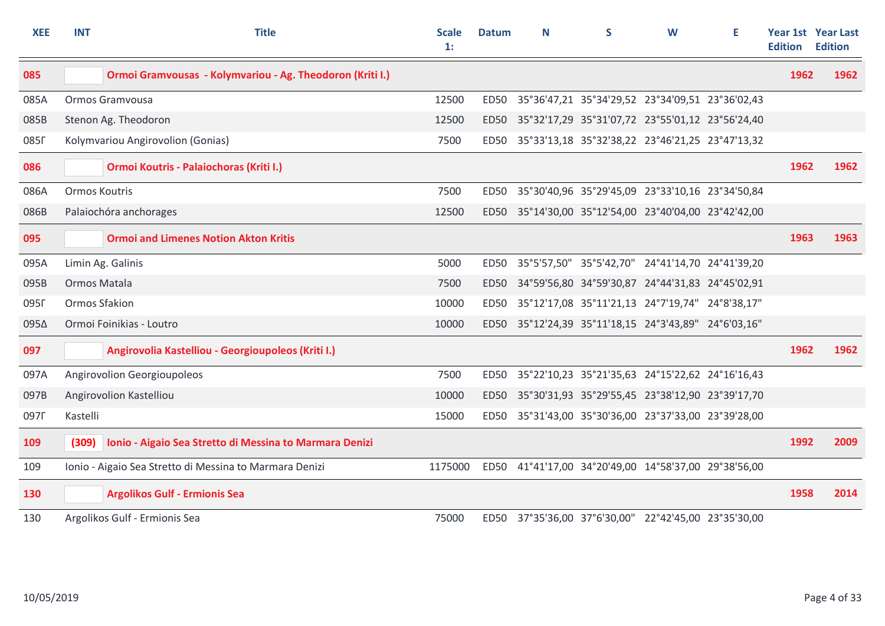| XEE | INT | Title | Scale 1: | Datum | N | S | W | E | Year 1st Edition | Year Last Edition |
|---|---|---|---|---|---|---|---|---|---|---|
| **085** | | **Ormoi Gramvousas - Kolymvariou - Ag. Theodoron (Kriti I.)** | | | | | | | **1962** | **1962** |
| 085A | | Ormos Gramvousa | 12500 | ED50 | 35°36'47,21 | 35°34'29,52 | 23°34'09,51 | 23°36'02,43 | | |
| 085B | | Stenon Ag. Theodoron | 12500 | ED50 | 35°32'17,29 | 35°31'07,72 | 23°55'01,12 | 23°56'24,40 | | |
| 085Γ | | Kolymvariou Angirovolion (Gonias) | 7500 | ED50 | 35°33'13,18 | 35°32'38,22 | 23°46'21,25 | 23°47'13,32 | | |
| **086** | | **Ormoi Koutris - Palaiochoras (Kriti I.)** | | | | | | | **1962** | **1962** |
| 086A | | Ormos Koutris | 7500 | ED50 | 35°30'40,96 | 35°29'45,09 | 23°33'10,16 | 23°34'50,84 | | |
| 086B | | Palaiochóra anchorages | 12500 | ED50 | 35°14'30,00 | 35°12'54,00 | 23°40'04,00 | 23°42'42,00 | | |
| **095** | | **Ormoi and Limenes Notion Akton Kritis** | | | | | | | **1963** | **1963** |
| 095A | | Limin Ag. Galinis | 5000 | ED50 | 35°5'57,50" | 35°5'42,70" | 24°41'14,70 | 24°41'39,20 | | |
| 095B | | Ormos Matala | 7500 | ED50 | 34°59'56,80 | 34°59'30,87 | 24°44'31,83 | 24°45'02,91 | | |
| 095Γ | | Ormos Sfakion | 10000 | ED50 | 35°12'17,08 | 35°11'21,13 | 24°7'19,74" | 24°8'38,17" | | |
| 095Δ | | Ormoi Foinikias - Loutro | 10000 | ED50 | 35°12'24,39 | 35°11'18,15 | 24°3'43,89" | 24°6'03,16" | | |
| **097** | | **Angirovolia Kastelliou - Georgioupoleos (Kriti I.)** | | | | | | | **1962** | **1962** |
| 097A | | Angirovolion Georgioupoleos | 7500 | ED50 | 35°22'10,23 | 35°21'35,63 | 24°15'22,62 | 24°16'16,43 | | |
| 097B | | Angirovolion Kastelliou | 10000 | ED50 | 35°30'31,93 | 35°29'55,45 | 23°38'12,90 | 23°39'17,70 | | |
| 097Γ | | Kastelli | 15000 | ED50 | 35°31'43,00 | 35°30'36,00 | 23°37'33,00 | 23°39'28,00 | | |
| **109** | **(309)** | **Ionio - Aigaio Sea Stretto di Messina to Marmara Denizi** | | | | | | | **1992** | **2009** |
| 109 | | Ionio - Aigaio Sea Stretto di Messina to Marmara Denizi | 1175000 | ED50 | 41°41'17,00 | 34°20'49,00 | 14°58'37,00 | 29°38'56,00 | | |
| **130** | | **Argolikos Gulf - Ermionis Sea** | | | | | | | **1958** | **2014** |
| 130 | | Argolikos Gulf - Ermionis Sea | 75000 | ED50 | 37°35'36,00 | 37°6'30,00" | 22°42'45,00 | 23°35'30,00 | | |

10/05/2019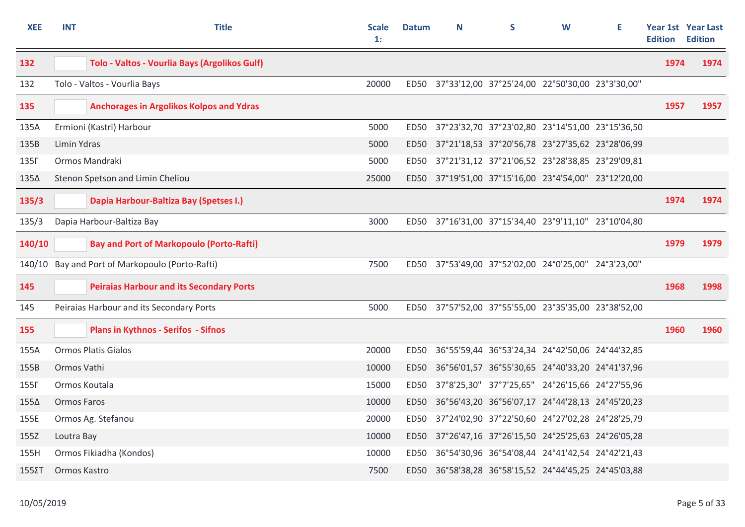| XEE | INT | Title | Scale 1: | Datum | N | S | W | E | Year 1st Edition | Year Last Edition |
|---|---|---|---|---|---|---|---|---|---|---|
| **132** | | **Tolo - Valtos - Vourlia Bays (Argolikos Gulf)** | | | | | | | **1974** | **1974** |
| 132 | | Tolo - Valtos - Vourlia Bays | 20000 | ED50 | 37°33'12,00 | 37°25'24,00 | 22°50'30,00 | 23°3'30,00" | | |
| **135** | | **Anchorages in Argolikos Kolpos and Ydras** | | | | | | | **1957** | **1957** |
| 135A | | Ermioni (Kastri) Harbour | 5000 | ED50 | 37°23'32,70 | 37°23'02,80 | 23°14'51,00 | 23°15'36,50 | | |
| 135B | | Limin Ydras | 5000 | ED50 | 37°21'18,53 | 37°20'56,78 | 23°27'35,62 | 23°28'06,99 | | |
| 135Γ | | Ormos Mandraki | 5000 | ED50 | 37°21'31,12 | 37°21'06,52 | 23°28'38,85 | 23°29'09,81 | | |
| 135Δ | | Stenon Spetson and Limin Cheliou | 25000 | ED50 | 37°19'51,00 | 37°15'16,00 | 23°4'54,00" | 23°12'20,00 | | |
| **135/3** | | **Dapia Harbour-Baltiza Bay (Spetses I.)** | | | | | | | **1974** | **1974** |
| 135/3 | | Dapia Harbour-Baltiza Bay | 3000 | ED50 | 37°16'31,00 | 37°15'34,40 | 23°9'11,10" | 23°10'04,80 | | |
| **140/10** | | **Bay and Port of Markopoulo (Porto-Rafti)** | | | | | | | **1979** | **1979** |
| 140/10 | | Bay and Port of Markopoulo (Porto-Rafti) | 7500 | ED50 | 37°53'49,00 | 37°52'02,00 | 24°0'25,00" | 24°3'23,00" | | |
| **145** | | **Peiraias Harbour and its Secondary Ports** | | | | | | | **1968** | **1998** |
| 145 | | Peiraias Harbour and its Secondary Ports | 5000 | ED50 | 37°57'52,00 | 37°55'55,00 | 23°35'35,00 | 23°38'52,00 | | |
| **155** | | **Plans in Kythnos - Serifos - Sifnos** | | | | | | | **1960** | **1960** |
| 155A | | Ormos Platis Gialos | 20000 | ED50 | 36°55'59,44 | 36°53'24,34 | 24°42'50,06 | 24°44'32,85 | | |
| 155B | | Ormos Vathi | 10000 | ED50 | 36°56'01,57 | 36°55'30,65 | 24°40'33,20 | 24°41'37,96 | | |
| 155Γ | | Ormos Koutala | 15000 | ED50 | 37°8'25,30" | 37°7'25,65" | 24°26'15,66 | 24°27'55,96 | | |
| 155Δ | | Ormos Faros | 10000 | ED50 | 36°56'43,20 | 36°56'07,17 | 24°44'28,13 | 24°45'20,23 | | |
| 155E | | Ormos Ag. Stefanou | 20000 | ED50 | 37°24'02,90 | 37°22'50,60 | 24°27'02,28 | 24°28'25,79 | | |
| 155Z | | Loutra Bay | 10000 | ED50 | 37°26'47,16 | 37°26'15,50 | 24°25'25,63 | 24°26'05,28 | | |
| 155H | | Ormos Fikiadha (Kondos) | 10000 | ED50 | 36°54'30,96 | 36°54'08,44 | 24°41'42,54 | 24°42'21,43 | | |
| 155ΣT | | Ormos Kastro | 7500 | ED50 | 36°58'38,28 | 36°58'15,52 | 24°44'45,25 | 24°45'03,88 | | |

10/05/2019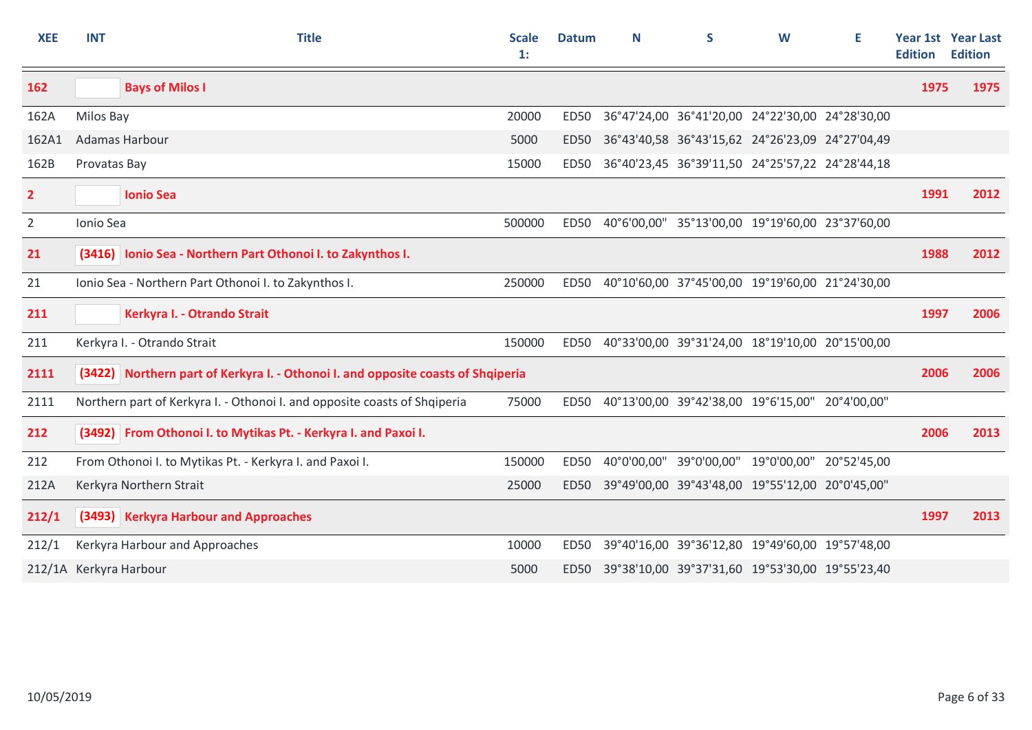| XEE | INT | Title | Scale 1: | Datum | N | S | W | E | Year 1st Edition | Year Last Edition |
|---|---|---|---|---|---|---|---|---|---|---|
| **162** | | **Bays of Milos I** | | | | | | | **1975** | **1975** |
| 162A | | Milos Bay | 20000 | ED50 | 36°47'24,00 | 36°41'20,00 | 24°22'30,00 | 24°28'30,00 | | |
| 162A1 | | Adamas Harbour | 5000 | ED50 | 36°43'40,58 | 36°43'15,62 | 24°26'23,09 | 24°27'04,49 | | |
| 162B | | Provatas Bay | 15000 | ED50 | 36°40'23,45 | 36°39'11,50 | 24°25'57,22 | 24°28'44,18 | | |
| **2** | | **Ionio Sea** | | | | | | | **1991** | **2012** |
| 2 | | Ionio Sea | 500000 | ED50 | 40°6'00,00" | 35°13'00,00 | 19°19'60,00 | 23°37'60,00 | | |
| **21** | **(3416)** | **Ionio Sea - Northern Part Othonoi I. to Zakynthos I.** | | | | | | | **1988** | **2012** |
| 21 | | Ionio Sea - Northern Part Othonoi I. to Zakynthos I. | 250000 | ED50 | 40°10'60,00 | 37°45'00,00 | 19°19'60,00 | 21°24'30,00 | | |
| **211** | | **Kerkyra I. - Otrando Strait** | | | | | | | **1997** | **2006** |
| 211 | | Kerkyra I. - Otrando Strait | 150000 | ED50 | 40°33'00,00 | 39°31'24,00 | 18°19'10,00 | 20°15'00,00 | | |
| **2111** | **(3422)** | **Northern part of Kerkyra I. - Othonoi I. and opposite coasts of Shqiperia** | | | | | | | **2006** | **2006** |
| 2111 | | Northern part of Kerkyra I. - Othonoi I. and opposite coasts of Shqiperia | 75000 | ED50 | 40°13'00,00 | 39°42'38,00 | 19°6'15,00" | 20°4'00,00" | | |
| **212** | **(3492)** | **From Othonoi I. to Mytikas Pt. - Kerkyra I. and Paxoi I.** | | | | | | | **2006** | **2013** |
| 212 | | From Othonoi I. to Mytikas Pt. - Kerkyra I. and Paxoi I. | 150000 | ED50 | 40°0'00,00" | 39°0'00,00" | 19°0'00,00" | 20°52'45,00 | | |
| 212A | | Kerkyra Northern Strait | 25000 | ED50 | 39°49'00,00 | 39°43'48,00 | 19°55'12,00 | 20°0'45,00" | | |
| **212/1** | **(3493)** | **Kerkyra Harbour and Approaches** | | | | | | | **1997** | **2013** |
| 212/1 | | Kerkyra Harbour and Approaches | 10000 | ED50 | 39°40'16,00 | 39°36'12,80 | 19°49'60,00 | 19°57'48,00 | | |
| 212/1A | | Kerkyra Harbour | 5000 | ED50 | 39°38'10,00 | 39°37'31,60 | 19°53'30,00 | 19°55'23,40 | | |

10/05/2019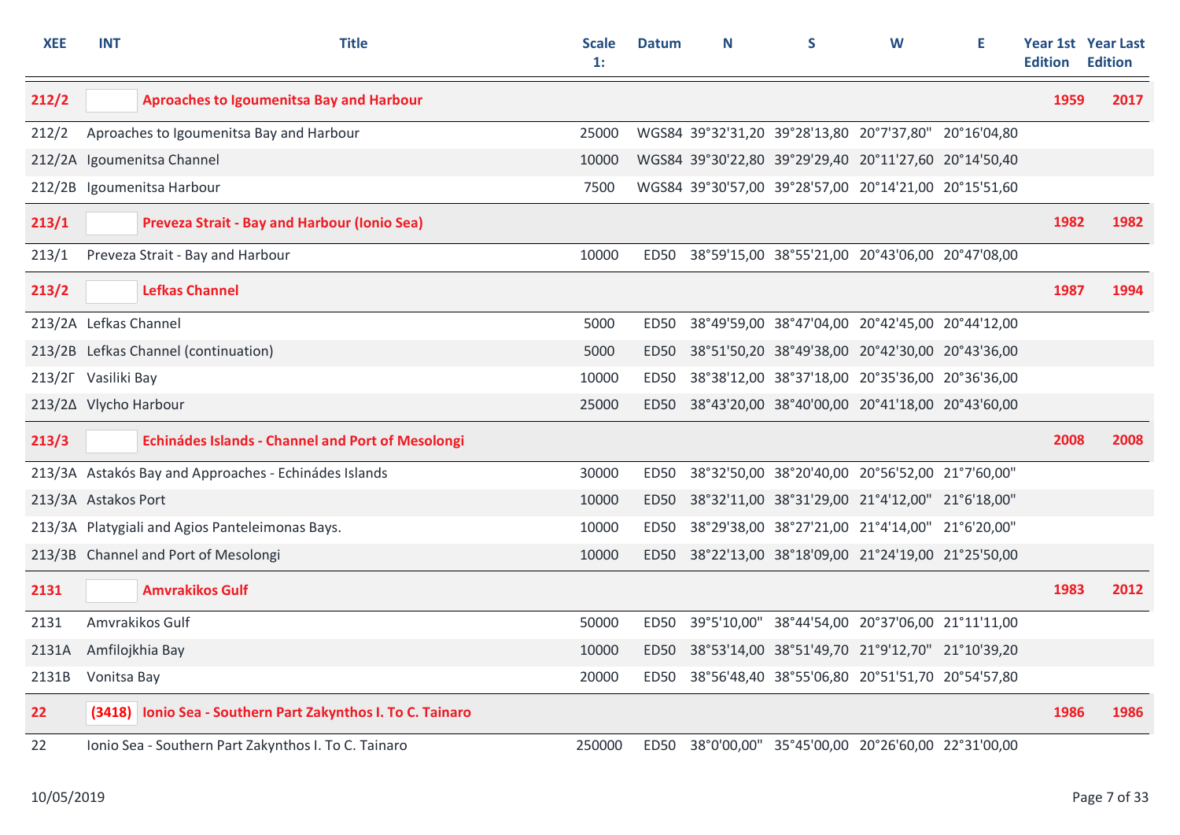| XEE | INT | Title | Scale 1: | Datum | N | S | W | E | Year 1st Edition | Year Last Edition |
|---|---|---|---|---|---|---|---|---|---|---|
| **212/2** | | **Aproaches to Igoumenitsa Bay and Harbour** | | | | | | | **1959** | **2017** |
| 212/2 | | Aproaches to Igoumenitsa Bay and Harbour | 25000 | WGS84 | 39°32'31,20 | 39°28'13,80 | 20°7'37,80" | 20°16'04,80 | | |
| 212/2A | | Igoumenitsa Channel | 10000 | WGS84 | 39°30'22,80 | 39°29'29,40 | 20°11'27,60 | 20°14'50,40 | | |
| 212/2B | | Igoumenitsa Harbour | 7500 | WGS84 | 39°30'57,00 | 39°28'57,00 | 20°14'21,00 | 20°15'51,60 | | |
| **213/1** | | **Preveza Strait - Bay and Harbour (Ionio Sea)** | | | | | | | **1982** | **1982** |
| 213/1 | | Preveza Strait - Bay and Harbour | 10000 | ED50 | 38°59'15,00 | 38°55'21,00 | 20°43'06,00 | 20°47'08,00 | | |
| **213/2** | | **Lefkas Channel** | | | | | | | **1987** | **1994** |
| 213/2A | | Lefkas Channel | 5000 | ED50 | 38°49'59,00 | 38°47'04,00 | 20°42'45,00 | 20°44'12,00 | | |
| 213/2B | | Lefkas Channel (continuation) | 5000 | ED50 | 38°51'50,20 | 38°49'38,00 | 20°42'30,00 | 20°43'36,00 | | |
| 213/2Γ | | Vasiliki Bay | 10000 | ED50 | 38°38'12,00 | 38°37'18,00 | 20°35'36,00 | 20°36'36,00 | | |
| 213/2Δ | | Vlycho Harbour | 25000 | ED50 | 38°43'20,00 | 38°40'00,00 | 20°41'18,00 | 20°43'60,00 | | |
| **213/3** | | **Echinádes Islands - Channel and Port of Mesolongi** | | | | | | | **2008** | **2008** |
| 213/3A | | Astakós Bay and Approaches - Echinádes Islands | 30000 | ED50 | 38°32'50,00 | 38°20'40,00 | 20°56'52,00 | 21°7'60,00" | | |
| 213/3A | | Astakos Port | 10000 | ED50 | 38°32'11,00 | 38°31'29,00 | 21°4'12,00" | 21°6'18,00" | | |
| 213/3A | | Platygiali and Agios Panteleimonas Bays. | 10000 | ED50 | 38°29'38,00 | 38°27'21,00 | 21°4'14,00" | 21°6'20,00" | | |
| 213/3B | | Channel and Port of Mesolongi | 10000 | ED50 | 38°22'13,00 | 38°18'09,00 | 21°24'19,00 | 21°25'50,00 | | |
| **2131** | | **Amvrakikos Gulf** | | | | | | | **1983** | **2012** |
| 2131 | | Amvrakikos Gulf | 50000 | ED50 | 39°5'10,00" | 38°44'54,00 | 20°37'06,00 | 21°11'11,00 | | |
| 2131A | | Amfilojkhia Bay | 10000 | ED50 | 38°53'14,00 | 38°51'49,70 | 21°9'12,70" | 21°10'39,20 | | |
| 2131B | | Vonitsa Bay | 20000 | ED50 | 38°56'48,40 | 38°55'06,80 | 20°51'51,70 | 20°54'57,80 | | |
| **22** | **(3418)** | **Ionio Sea - Southern Part Zakynthos I. To C. Tainaro** | | | | | | | **1986** | **1986** |
| 22 | | Ionio Sea - Southern Part Zakynthos I. To C. Tainaro | 250000 | ED50 | 38°0'00,00" | 35°45'00,00 | 20°26'60,00 | 22°31'00,00 | | |

10/05/2019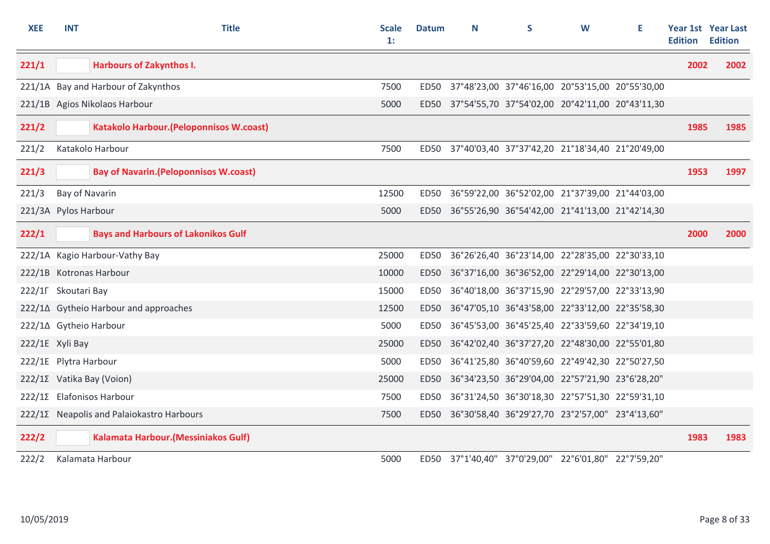| XEE | INT | Title | Scale 1: | Datum | N | S | W | E | Year 1st Edition | Year Last Edition |
|---|---|---|---|---|---|---|---|---|---|---|
| **221/1** | | **Harbours of Zakynthos I.** | | | | | | | **2002** | **2002** |
| 221/1A | | Bay and Harbour of Zakynthos | 7500 | ED50 | 37°48'23,00 | 37°46'16,00 | 20°53'15,00 | 20°55'30,00 | | |
| 221/1B | | Agios Nikolaos Harbour | 5000 | ED50 | 37°54'55,70 | 37°54'02,00 | 20°42'11,00 | 20°43'11,30 | | |
| **221/2** | | **Katakolo Harbour.(Peloponnisos W.coast)** | | | | | | | **1985** | **1985** |
| 221/2 | | Katakolo Harbour | 7500 | ED50 | 37°40'03,40 | 37°37'42,20 | 21°18'34,40 | 21°20'49,00 | | |
| **221/3** | | **Bay of Navarin.(Peloponnisos W.coast)** | | | | | | | **1953** | **1997** |
| 221/3 | | Bay of Navarin | 12500 | ED50 | 36°59'22,00 | 36°52'02,00 | 21°37'39,00 | 21°44'03,00 | | |
| 221/3A | | Pylos Harbour | 5000 | ED50 | 36°55'26,90 | 36°54'42,00 | 21°41'13,00 | 21°42'14,30 | | |
| **222/1** | | **Bays and Harbours of Lakonikos Gulf** | | | | | | | **2000** | **2000** |
| 222/1A | | Kagio Harbour-Vathy Bay | 25000 | ED50 | 36°26'26,40 | 36°23'14,00 | 22°28'35,00 | 22°30'33,10 | | |
| 222/1B | | Kotronas Harbour | 10000 | ED50 | 36°37'16,00 | 36°36'52,00 | 22°29'14,00 | 22°30'13,00 | | |
| 222/1Γ | | Skoutari Bay | 15000 | ED50 | 36°40'18,00 | 36°37'15,90 | 22°29'57,00 | 22°33'13,90 | | |
| 222/1Δ | | Gytheio Harbour and approaches | 12500 | ED50 | 36°47'05,10 | 36°43'58,00 | 22°33'12,00 | 22°35'58,30 | | |
| 222/1Δ | | Gytheio Harbour | 5000 | ED50 | 36°45'53,00 | 36°45'25,40 | 22°33'59,60 | 22°34'19,10 | | |
| 222/1E | | Xyli Bay | 25000 | ED50 | 36°42'02,40 | 36°37'27,20 | 22°48'30,00 | 22°55'01,80 | | |
| 222/1E | | Plytra Harbour | 5000 | ED50 | 36°41'25,80 | 36°40'59,60 | 22°49'42,30 | 22°50'27,50 | | |
| 222/1Σ | | Vatika Bay (Voion) | 25000 | ED50 | 36°34'23,50 | 36°29'04,00 | 22°57'21,90 | 23°6'28,20" | | |
| 222/1Σ | | Elafonisos Harbour | 7500 | ED50 | 36°31'24,50 | 36°30'18,30 | 22°57'51,30 | 22°59'31,10 | | |
| 222/1Σ | | Neapolis and Palaiokastro Harbours | 7500 | ED50 | 36°30'58,40 | 36°29'27,70 | 23°2'57,00" | 23°4'13,60" | | |
| **222/2** | | **Kalamata Harbour.(Messiniakos Gulf)** | | | | | | | **1983** | **1983** |
| 222/2 | | Kalamata Harbour | 5000 | ED50 | 37°1'40,40" | 37°0'29,00" | 22°6'01,80" | 22°7'59,20" | | |

10/05/2019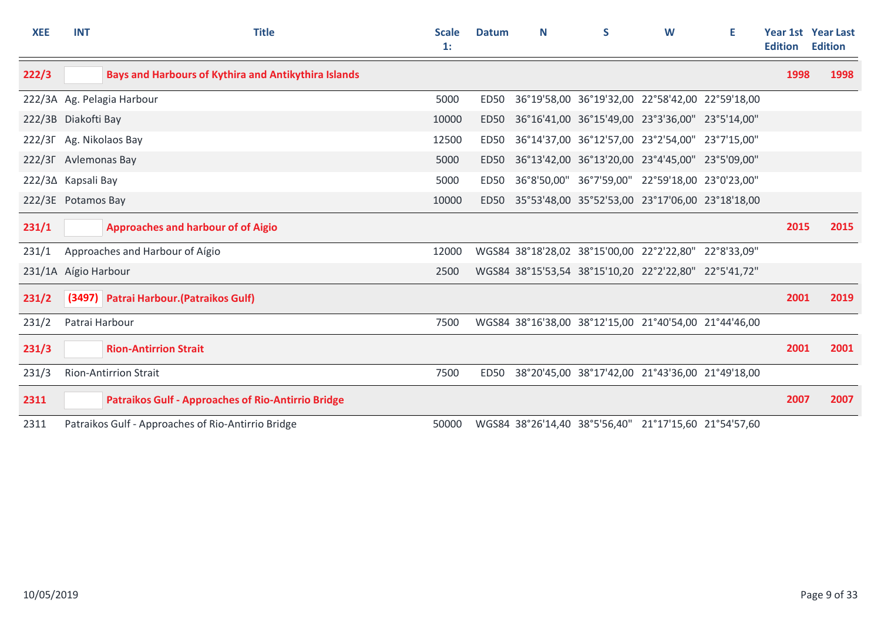| XEE | INT | Title | Scale 1: | Datum | N | S | W | E | Year 1st Edition | Year Last Edition |
|---|---|---|---|---|---|---|---|---|---|---|
| **222/3** | | **Bays and Harbours of Kythira and Antikythira Islands** | | | | | | | **1998** | **1998** |
| 222/3A | | Ag. Pelagia Harbour | 5000 | ED50 | 36°19'58,00 | 36°19'32,00 | 22°58'42,00 | 22°59'18,00 | | |
| 222/3B | | Diakofti Bay | 10000 | ED50 | 36°16'41,00 | 36°15'49,00 | 23°3'36,00" | 23°5'14,00" | | |
| 222/3Γ | | Ag. Nikolaos Bay | 12500 | ED50 | 36°14'37,00 | 36°12'57,00 | 23°2'54,00" | 23°7'15,00" | | |
| 222/3Γ | | Avlemonas Bay | 5000 | ED50 | 36°13'42,00 | 36°13'20,00 | 23°4'45,00" | 23°5'09,00" | | |
| 222/3Δ | | Kapsali Bay | 5000 | ED50 | 36°8'50,00" | 36°7'59,00" | 22°59'18,00 | 23°0'23,00" | | |
| 222/3E | | Potamos Bay | 10000 | ED50 | 35°53'48,00 | 35°52'53,00 | 23°17'06,00 | 23°18'18,00 | | |
| **231/1** | | **Approaches and harbour of of Aigio** | | | | | | | **2015** | **2015** |
| 231/1 | | Approaches and Harbour of Aígio | 12000 | WGS84 | 38°18'28,02 | 38°15'00,00 | 22°2'22,80" | 22°8'33,09" | | |
| 231/1A | | Aígio Harbour | 2500 | WGS84 | 38°15'53,54 | 38°15'10,20 | 22°2'22,80" | 22°5'41,72" | | |
| **231/2** | **(3497)** | **Patrai Harbour.(Patraikos Gulf)** | | | | | | | **2001** | **2019** |
| 231/2 | | Patrai Harbour | 7500 | WGS84 | 38°16'38,00 | 38°12'15,00 | 21°40'54,00 | 21°44'46,00 | | |
| **231/3** | | **Rion-Antirrion Strait** | | | | | | | **2001** | **2001** |
| 231/3 | | Rion-Antirrion Strait | 7500 | ED50 | 38°20'45,00 | 38°17'42,00 | 21°43'36,00 | 21°49'18,00 | | |
| **2311** | | **Patraikos Gulf - Approaches of Rio-Antirrio Bridge** | | | | | | | **2007** | **2007** |
| 2311 | | Patraikos Gulf - Approaches of Rio-Antirrio Bridge | 50000 | WGS84 | 38°26'14,40 | 38°5'56,40" | 21°17'15,60 | 21°54'57,60 | | |

10/05/2019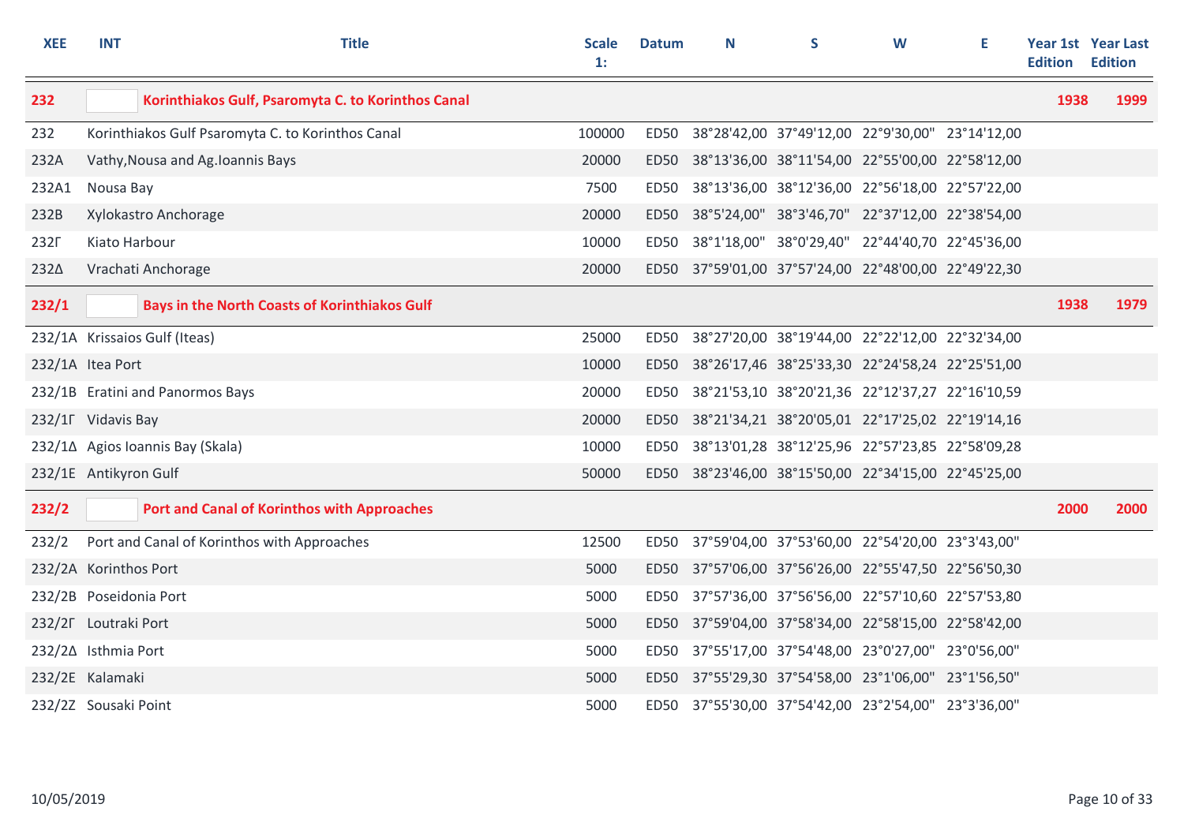| XEE | INT | Title | Scale 1: | Datum | N | S | W | E | Year 1st Edition | Year Last Edition |
|---|---|---|---|---|---|---|---|---|---|---|
| **232** | | **Korinthiakos Gulf, Psaromyta C. to Korinthos Canal** | | | | | | | **1938** | **1999** |
| 232 | Korinthiakos Gulf Psaromyta C. to Korinthos Canal | | 100000 | ED50 | 38°28'42,00 | 37°49'12,00 | 22°9'30,00" | 23°14'12,00 | | |
| 232A | Vathy,Nousa and Ag.Ioannis Bays | | 20000 | ED50 | 38°13'36,00 | 38°11'54,00 | 22°55'00,00 | 22°58'12,00 | | |
| 232A1 | Nousa Bay | | 7500 | ED50 | 38°13'36,00 | 38°12'36,00 | 22°56'18,00 | 22°57'22,00 | | |
| 232B | Xylokastro Anchorage | | 20000 | ED50 | 38°5'24,00" | 38°3'46,70" | 22°37'12,00 | 22°38'54,00 | | |
| 232Γ | Kiato Harbour | | 10000 | ED50 | 38°1'18,00" | 38°0'29,40" | 22°44'40,70 | 22°45'36,00 | | |
| 232Δ | Vrachati Anchorage | | 20000 | ED50 | 37°59'01,00 | 37°57'24,00 | 22°48'00,00 | 22°49'22,30 | | |
| **232/1** | | **Bays in the North Coasts of Korinthiakos Gulf** | | | | | | | **1938** | **1979** |
| 232/1A | Krissaios Gulf (Iteas) | | 25000 | ED50 | 38°27'20,00 | 38°19'44,00 | 22°22'12,00 | 22°32'34,00 | | |
| 232/1A | Itea Port | | 10000 | ED50 | 38°26'17,46 | 38°25'33,30 | 22°24'58,24 | 22°25'51,00 | | |
| 232/1B | Eratini and Panormos Bays | | 20000 | ED50 | 38°21'53,10 | 38°20'21,36 | 22°12'37,27 | 22°16'10,59 | | |
| 232/1Γ | Vidavis Bay | | 20000 | ED50 | 38°21'34,21 | 38°20'05,01 | 22°17'25,02 | 22°19'14,16 | | |
| 232/1Δ | Agios Ioannis Bay (Skala) | | 10000 | ED50 | 38°13'01,28 | 38°12'25,96 | 22°57'23,85 | 22°58'09,28 | | |
| 232/1E | Antikyron Gulf | | 50000 | ED50 | 38°23'46,00 | 38°15'50,00 | 22°34'15,00 | 22°45'25,00 | | |
| **232/2** | | **Port and Canal of Korinthos with Approaches** | | | | | | | **2000** | **2000** |
| 232/2 | Port and Canal of Korinthos with Approaches | | 12500 | ED50 | 37°59'04,00 | 37°53'60,00 | 22°54'20,00 | 23°3'43,00" | | |
| 232/2A | Korinthos Port | | 5000 | ED50 | 37°57'06,00 | 37°56'26,00 | 22°55'47,50 | 22°56'50,30 | | |
| 232/2B | Poseidonia Port | | 5000 | ED50 | 37°57'36,00 | 37°56'56,00 | 22°57'10,60 | 22°57'53,80 | | |
| 232/2Γ | Loutraki Port | | 5000 | ED50 | 37°59'04,00 | 37°58'34,00 | 22°58'15,00 | 22°58'42,00 | | |
| 232/2Δ | Isthmia Port | | 5000 | ED50 | 37°55'17,00 | 37°54'48,00 | 23°0'27,00" | 23°0'56,00" | | |
| 232/2E | Kalamaki | | 5000 | ED50 | 37°55'29,30 | 37°54'58,00 | 23°1'06,00" | 23°1'56,50" | | |
| 232/2Z | Sousaki Point | | 5000 | ED50 | 37°55'30,00 | 37°54'42,00 | 23°2'54,00" | 23°3'36,00" | | |

10/05/2019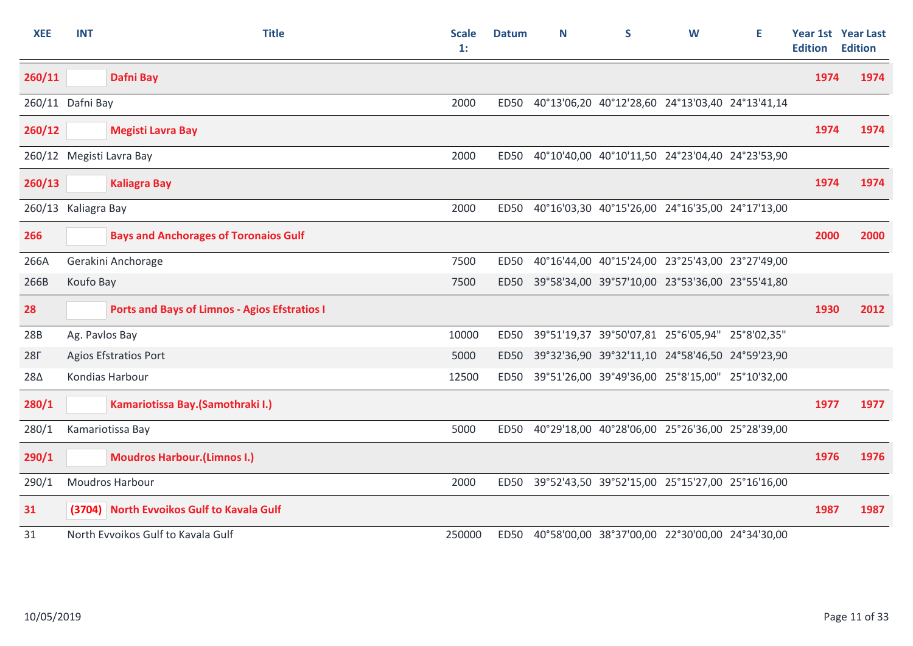| XEE | INT | Title | Scale 1: | Datum | N | S | W | E | Year 1st Edition | Year Last Edition |
|---|---|---|---|---|---|---|---|---|---|---|
| **260/11** | | **Dafni Bay** | | | | | | | **1974** | **1974** |
| 260/11 | Dafni Bay | | 2000 | ED50 | 40°13'06,20 | 40°12'28,60 | 24°13'03,40 | 24°13'41,14 | | |
| **260/12** | | **Megisti Lavra Bay** | | | | | | | **1974** | **1974** |
| 260/12 | Megisti Lavra Bay | | 2000 | ED50 | 40°10'40,00 | 40°10'11,50 | 24°23'04,40 | 24°23'53,90 | | |
| **260/13** | | **Kaliagra Bay** | | | | | | | **1974** | **1974** |
| 260/13 | Kaliagra Bay | | 2000 | ED50 | 40°16'03,30 | 40°15'26,00 | 24°16'35,00 | 24°17'13,00 | | |
| **266** | | **Bays and Anchorages of Toronaios Gulf** | | | | | | | **2000** | **2000** |
| 266A | Gerakini Anchorage | | 7500 | ED50 | 40°16'44,00 | 40°15'24,00 | 23°25'43,00 | 23°27'49,00 | | |
| 266B | Koufo Bay | | 7500 | ED50 | 39°58'34,00 | 39°57'10,00 | 23°53'36,00 | 23°55'41,80 | | |
| **28** | | **Ports and Bays of Limnos - Agios Efstratios I** | | | | | | | **1930** | **2012** |
| 28B | Ag. Pavlos Bay | | 10000 | ED50 | 39°51'19,37 | 39°50'07,81 | 25°6'05,94" | 25°8'02,35" | | |
| 28Γ | Agios Efstratios Port | | 5000 | ED50 | 39°32'36,90 | 39°32'11,10 | 24°58'46,50 | 24°59'23,90 | | |
| 28Δ | Kondias Harbour | | 12500 | ED50 | 39°51'26,00 | 39°49'36,00 | 25°8'15,00" | 25°10'32,00 | | |
| **280/1** | | **Kamariotissa Bay.(Samothraki I.)** | | | | | | | **1977** | **1977** |
| 280/1 | Kamariotissa Bay | | 5000 | ED50 | 40°29'18,00 | 40°28'06,00 | 25°26'36,00 | 25°28'39,00 | | |
| **290/1** | | **Moudros Harbour.(Limnos I.)** | | | | | | | **1976** | **1976** |
| 290/1 | Moudros Harbour | | 2000 | ED50 | 39°52'43,50 | 39°52'15,00 | 25°15'27,00 | 25°16'16,00 | | |
| **31** | **(3704)** | **North Evvoikos Gulf to Kavala Gulf** | | | | | | | **1987** | **1987** |
| 31 | North Evvoikos Gulf to Kavala Gulf | | 250000 | ED50 | 40°58'00,00 | 38°37'00,00 | 22°30'00,00 | 24°34'30,00 | | |

10/05/2019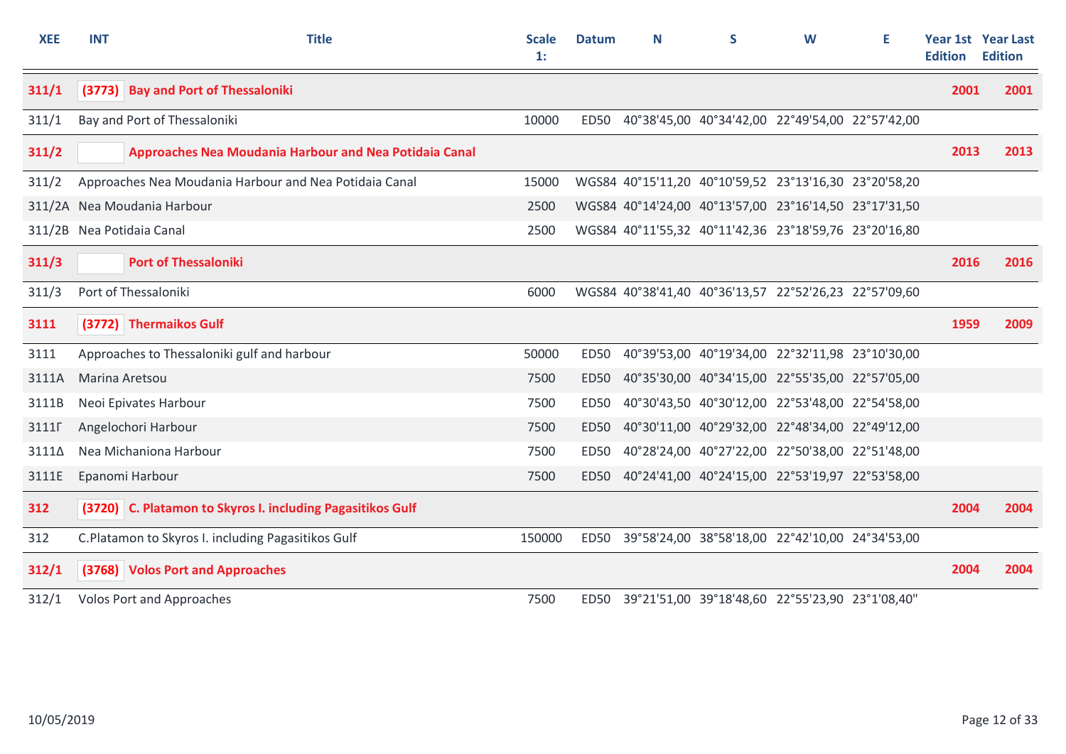| XEE | INT | Title | Scale 1: | Datum | N | S | W | E | Year 1st Edition | Year Last Edition |
|---|---|---|---|---|---|---|---|---|---|---|
| **311/1** | **(3773)** | **Bay and Port of Thessaloniki** | | | | | | | **2001** | **2001** |
| 311/1 | | Bay and Port of Thessaloniki | 10000 | ED50 | 40°38'45,00 | 40°34'42,00 | 22°49'54,00 | 22°57'42,00 | | |
| **311/2** | | **Approaches Nea Moudania Harbour and Nea Potidaia Canal** | | | | | | | **2013** | **2013** |
| 311/2 | | Approaches Nea Moudania Harbour and Nea Potidaia Canal | 15000 | WGS84 | 40°15'11,20 | 40°10'59,52 | 23°13'16,30 | 23°20'58,20 | | |
| 311/2A | | Nea Moudania Harbour | 2500 | WGS84 | 40°14'24,00 | 40°13'57,00 | 23°16'14,50 | 23°17'31,50 | | |
| 311/2B | | Nea Potidaia Canal | 2500 | WGS84 | 40°11'55,32 | 40°11'42,36 | 23°18'59,76 | 23°20'16,80 | | |
| **311/3** | | **Port of Thessaloniki** | | | | | | | **2016** | **2016** |
| 311/3 | | Port of Thessaloniki | 6000 | WGS84 | 40°38'41,40 | 40°36'13,57 | 22°52'26,23 | 22°57'09,60 | | |
| **3111** | **(3772)** | **Thermaikos Gulf** | | | | | | | **1959** | **2009** |
| 3111 | | Approaches to Thessaloniki gulf and harbour | 50000 | ED50 | 40°39'53,00 | 40°19'34,00 | 22°32'11,98 | 23°10'30,00 | | |
| 3111A | | Marina Aretsou | 7500 | ED50 | 40°35'30,00 | 40°34'15,00 | 22°55'35,00 | 22°57'05,00 | | |
| 3111B | | Neoi Epivates Harbour | 7500 | ED50 | 40°30'43,50 | 40°30'12,00 | 22°53'48,00 | 22°54'58,00 | | |
| 3111Γ | | Angelochori Harbour | 7500 | ED50 | 40°30'11,00 | 40°29'32,00 | 22°48'34,00 | 22°49'12,00 | | |
| 3111Δ | | Nea Michaniona Harbour | 7500 | ED50 | 40°28'24,00 | 40°27'22,00 | 22°50'38,00 | 22°51'48,00 | | |
| 3111E | | Epanomi Harbour | 7500 | ED50 | 40°24'41,00 | 40°24'15,00 | 22°53'19,97 | 22°53'58,00 | | |
| **312** | **(3720)** | **C. Platamon to Skyros I. including Pagasitikos Gulf** | | | | | | | **2004** | **2004** |
| 312 | | C.Platamon to Skyros I. including Pagasitikos Gulf | 150000 | ED50 | 39°58'24,00 | 38°58'18,00 | 22°42'10,00 | 24°34'53,00 | | |
| **312/1** | **(3768)** | **Volos Port and Approaches** | | | | | | | **2004** | **2004** |
| 312/1 | | Volos Port and Approaches | 7500 | ED50 | 39°21'51,00 | 39°18'48,60 | 22°55'23,90 | 23°1'08,40" | | |

10/05/2019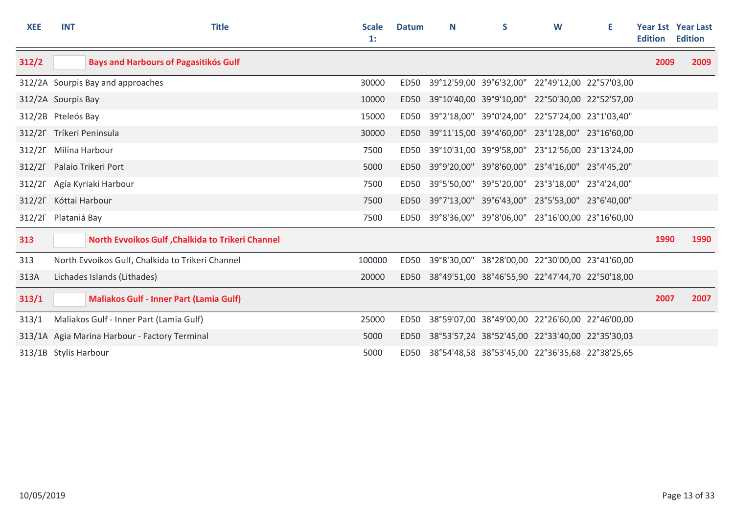| XEE | INT | Title | Scale 1: | Datum | N | S | W | E | Year 1st Edition | Year Last Edition |
|---|---|---|---|---|---|---|---|---|---|---|
| **312/2** | | **Bays and Harbours of Pagasitikós Gulf** | | | | | | | **2009** | **2009** |
| 312/2A | | Sourpis Bay and approaches | 30000 | ED50 | 39°12'59,00 | 39°6'32,00" | 22°49'12,00 | 22°57'03,00 | | |
| 312/2A | | Sourpis Bay | 10000 | ED50 | 39°10'40,00 | 39°9'10,00" | 22°50'30,00 | 22°52'57,00 | | |
| 312/2B | | Pteleós Bay | 15000 | ED50 | 39°2'18,00" | 39°0'24,00" | 22°57'24,00 | 23°1'03,40" | | |
| 312/2Γ | | Tríkeri Peninsula | 30000 | ED50 | 39°11'15,00 | 39°4'60,00" | 23°1'28,00" | 23°16'60,00 | | |
| 312/2Γ | | Milína Harbour | 7500 | ED50 | 39°10'31,00 | 39°9'58,00" | 23°12'56,00 | 23°13'24,00 | | |
| 312/2Γ | | Palaio Trikeri Port | 5000 | ED50 | 39°9'20,00" | 39°8'60,00" | 23°4'16,00" | 23°4'45,20" | | |
| 312/2Γ | | Agía Kyriakí Harbour | 7500 | ED50 | 39°5'50,00" | 39°5'20,00" | 23°3'18,00" | 23°4'24,00" | | |
| 312/2Γ | | Kóttai Harbour | 7500 | ED50 | 39°7'13,00" | 39°6'43,00" | 23°5'53,00" | 23°6'40,00" | | |
| 312/2Γ | | Plataniá Bay | 7500 | ED50 | 39°8'36,00" | 39°8'06,00" | 23°16'00,00 | 23°16'60,00 | | |
| **313** | | **North Evvoikos Gulf ,Chalkida to Trikeri Channel** | | | | | | | **1990** | **1990** |
| 313 | | North Evvoikos Gulf, Chalkida to Trikeri Channel | 100000 | ED50 | 39°8'30,00" | 38°28'00,00 | 22°30'00,00 | 23°41'60,00 | | |
| 313A | | Lichades Islands (Lithades) | 20000 | ED50 | 38°49'51,00 | 38°46'55,90 | 22°47'44,70 | 22°50'18,00 | | |
| **313/1** | | **Maliakos Gulf - Inner Part (Lamia Gulf)** | | | | | | | **2007** | **2007** |
| 313/1 | | Maliakos Gulf - Inner Part (Lamia Gulf) | 25000 | ED50 | 38°59'07,00 | 38°49'00,00 | 22°26'60,00 | 22°46'00,00 | | |
| 313/1A | | Agia Marina Harbour - Factory Terminal | 5000 | ED50 | 38°53'57,24 | 38°52'45,00 | 22°33'40,00 | 22°35'30,03 | | |
| 313/1B | | Stylis Harbour | 5000 | ED50 | 38°54'48,58 | 38°53'45,00 | 22°36'35,68 | 22°38'25,65 | | |

10/05/2019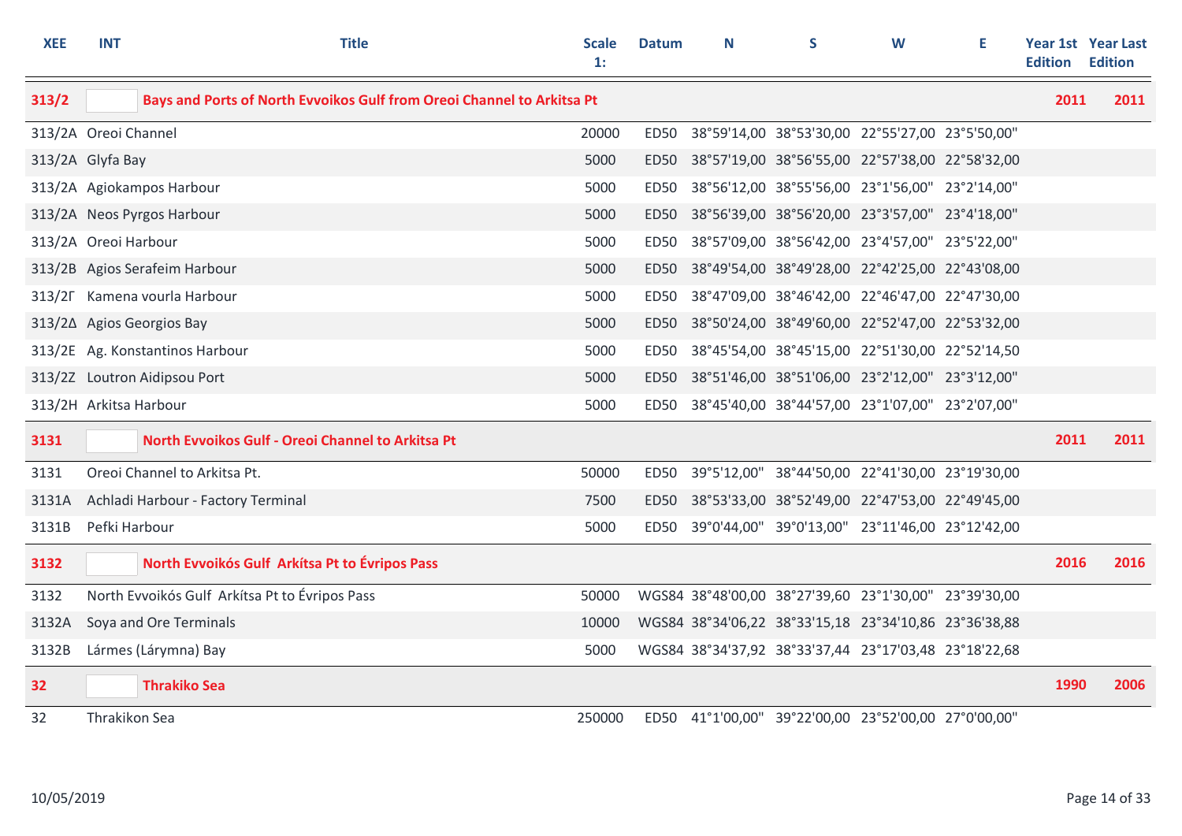| XEE | INT | Title | Scale 1: | Datum | N | S | W | E | Year 1st Edition | Year Last Edition |
|---|---|---|---|---|---|---|---|---|---|---|
| **313/2** | | **Bays and Ports of North Evvoikos Gulf from Oreoi Channel to Arkitsa Pt** | | | | | | | **2011** | **2011** |
| 313/2A | | Oreoi Channel | 20000 | ED50 | 38°59'14,00 | 38°53'30,00 | 22°55'27,00 | 23°5'50,00" | | |
| 313/2A | | Glyfa Bay | 5000 | ED50 | 38°57'19,00 | 38°56'55,00 | 22°57'38,00 | 22°58'32,00 | | |
| 313/2A | | Agiokampos Harbour | 5000 | ED50 | 38°56'12,00 | 38°55'56,00 | 23°1'56,00" | 23°2'14,00" | | |
| 313/2A | | Neos Pyrgos Harbour | 5000 | ED50 | 38°56'39,00 | 38°56'20,00 | 23°3'57,00" | 23°4'18,00" | | |
| 313/2A | | Oreoi Harbour | 5000 | ED50 | 38°57'09,00 | 38°56'42,00 | 23°4'57,00" | 23°5'22,00" | | |
| 313/2B | | Agios Serafeim Harbour | 5000 | ED50 | 38°49'54,00 | 38°49'28,00 | 22°42'25,00 | 22°43'08,00 | | |
| 313/2Γ | | Kamena vourla Harbour | 5000 | ED50 | 38°47'09,00 | 38°46'42,00 | 22°46'47,00 | 22°47'30,00 | | |
| 313/2Δ | | Agios Georgios Bay | 5000 | ED50 | 38°50'24,00 | 38°49'60,00 | 22°52'47,00 | 22°53'32,00 | | |
| 313/2E | | Ag. Konstantinos Harbour | 5000 | ED50 | 38°45'54,00 | 38°45'15,00 | 22°51'30,00 | 22°52'14,50 | | |
| 313/2Z | | Loutron Aidipsou Port | 5000 | ED50 | 38°51'46,00 | 38°51'06,00 | 23°2'12,00" | 23°3'12,00" | | |
| 313/2H | | Arkitsa Harbour | 5000 | ED50 | 38°45'40,00 | 38°44'57,00 | 23°1'07,00" | 23°2'07,00" | | |
| **3131** | | **North Evvoikos Gulf - Oreoi Channel to Arkitsa Pt** | | | | | | | **2011** | **2011** |
| 3131 | | Oreoi Channel to Arkitsa Pt. | 50000 | ED50 | 39°5'12,00" | 38°44'50,00 | 22°41'30,00 | 23°19'30,00 | | |
| 3131A | | Achladi Harbour - Factory Terminal | 7500 | ED50 | 38°53'33,00 | 38°52'49,00 | 22°47'53,00 | 22°49'45,00 | | |
| 3131B | | Pefki Harbour | 5000 | ED50 | 39°0'44,00" | 39°0'13,00" | 23°11'46,00 | 23°12'42,00 | | |
| **3132** | | **North Evvoikós Gulf Arkítsa Pt to Évripos Pass** | | | | | | | **2016** | **2016** |
| 3132 | | North Evvoikós Gulf Arkítsa Pt to Évripos Pass | 50000 | WGS84 | 38°48'00,00 | 38°27'39,60 | 23°1'30,00" | 23°39'30,00 | | |
| 3132A | | Soya and Ore Terminals | 10000 | WGS84 | 38°34'06,22 | 38°33'15,18 | 23°34'10,86 | 23°36'38,88 | | |
| 3132B | | Lármes (Lárymna) Bay | 5000 | WGS84 | 38°34'37,92 | 38°33'37,44 | 23°17'03,48 | 23°18'22,68 | | |
| **32** | | **Thrakiko Sea** | | | | | | | **1990** | **2006** |
| 32 | | Thrakikon Sea | 250000 | ED50 | 41°1'00,00" | 39°22'00,00 | 23°52'00,00 | 27°0'00,00" | | |

10/05/2019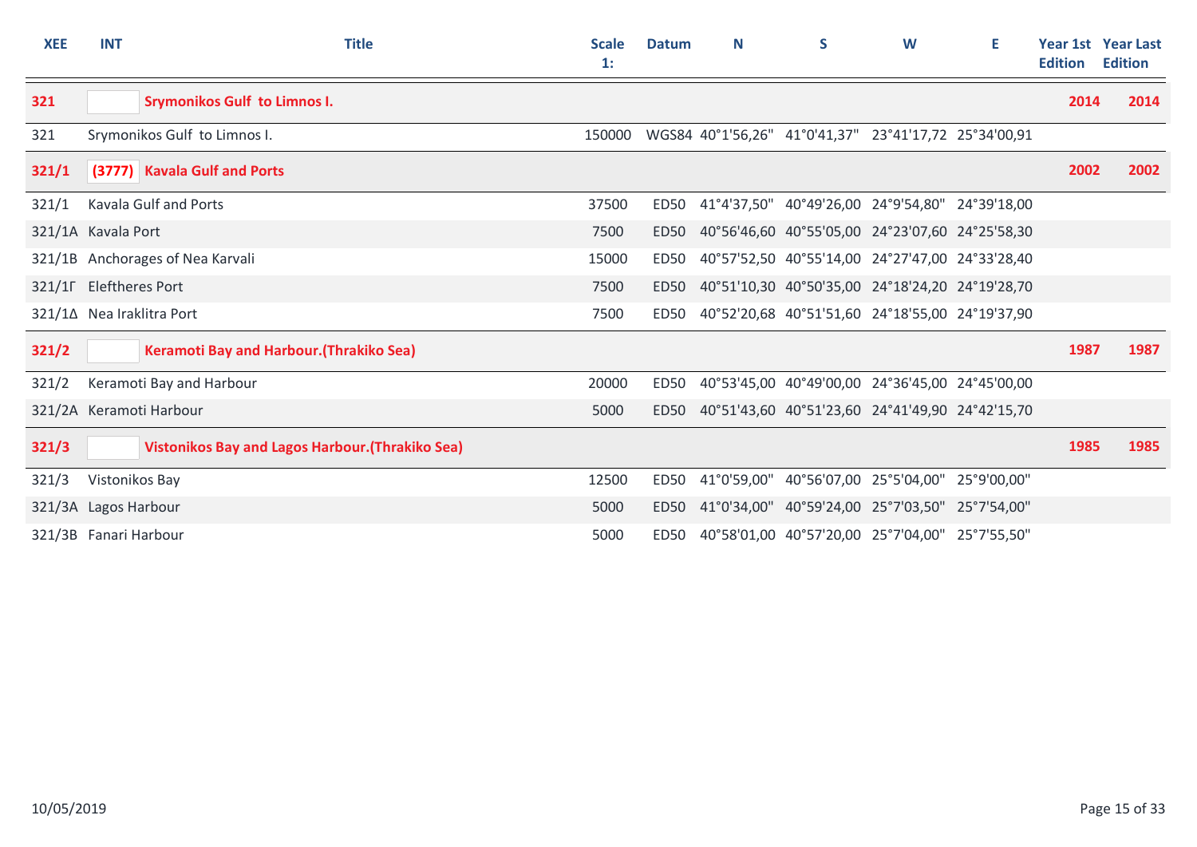| XEE | INT | Title | Scale 1: | Datum | N | S | W | E | Year 1st Edition | Year Last Edition |
|---|---|---|---|---|---|---|---|---|---|---|
| **321** | | **Srymonikos Gulf to Limnos I.** | | | | | | | **2014** | **2014** |
| 321 | | Srymonikos Gulf to Limnos I. | 150000 | WGS84 | 40°1'56,26" | 41°0'41,37" | 23°41'17,72 | 25°34'00,91 | | |
| **321/1** | **(3777)** | **Kavala Gulf and Ports** | | | | | | | **2002** | **2002** |
| 321/1 | | Kavala Gulf and Ports | 37500 | ED50 | 41°4'37,50" | 40°49'26,00 | 24°9'54,80" | 24°39'18,00 | | |
| 321/1A | | Kavala Port | 7500 | ED50 | 40°56'46,60 | 40°55'05,00 | 24°23'07,60 | 24°25'58,30 | | |
| 321/1B | | Anchorages of Nea Karvali | 15000 | ED50 | 40°57'52,50 | 40°55'14,00 | 24°27'47,00 | 24°33'28,40 | | |
| 321/1Γ | | Eleftheres Port | 7500 | ED50 | 40°51'10,30 | 40°50'35,00 | 24°18'24,20 | 24°19'28,70 | | |
| 321/1Δ | | Nea Iraklitra Port | 7500 | ED50 | 40°52'20,68 | 40°51'51,60 | 24°18'55,00 | 24°19'37,90 | | |
| **321/2** | | **Keramoti Bay and Harbour.(Thrakiko Sea)** | | | | | | | **1987** | **1987** |
| 321/2 | | Keramoti Bay and Harbour | 20000 | ED50 | 40°53'45,00 | 40°49'00,00 | 24°36'45,00 | 24°45'00,00 | | |
| 321/2A | | Keramoti Harbour | 5000 | ED50 | 40°51'43,60 | 40°51'23,60 | 24°41'49,90 | 24°42'15,70 | | |
| **321/3** | | **Vistonikos Bay and Lagos Harbour.(Thrakiko Sea)** | | | | | | | **1985** | **1985** |
| 321/3 | | Vistonikos Bay | 12500 | ED50 | 41°0'59,00" | 40°56'07,00 | 25°5'04,00" | 25°9'00,00" | | |
| 321/3A | | Lagos Harbour | 5000 | ED50 | 41°0'34,00" | 40°59'24,00 | 25°7'03,50" | 25°7'54,00" | | |
| 321/3B | | Fanari Harbour | 5000 | ED50 | 40°58'01,00 | 40°57'20,00 | 25°7'04,00" | 25°7'55,50" | | |

10/05/2019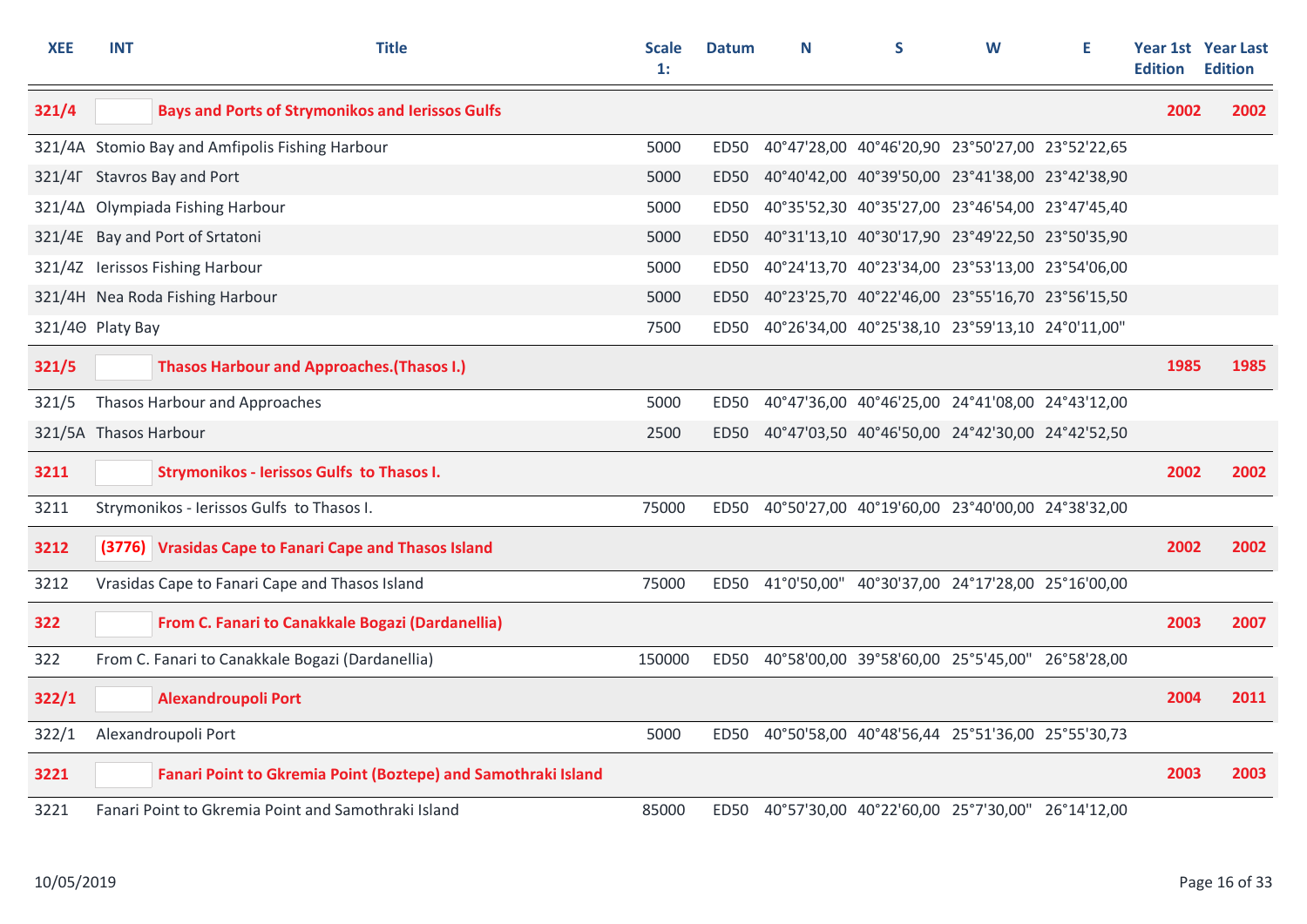| XEE | INT | Title | Scale 1: | Datum | N | S | W | E | Year 1st Edition | Year Last Edition |
|---|---|---|---|---|---|---|---|---|---|---|
| **321/4** | | **Bays and Ports of Strymonikos and Ierissos Gulfs** | | | | | | | **2002** | **2002** |
| 321/4A | | Stomio Bay and Amfipolis Fishing Harbour | 5000 | ED50 | 40°47'28,00 | 40°46'20,90 | 23°50'27,00 | 23°52'22,65 | | |
| 321/4Γ | | Stavros Bay and Port | 5000 | ED50 | 40°40'42,00 | 40°39'50,00 | 23°41'38,00 | 23°42'38,90 | | |
| 321/4Δ | | Olympiada Fishing Harbour | 5000 | ED50 | 40°35'52,30 | 40°35'27,00 | 23°46'54,00 | 23°47'45,40 | | |
| 321/4E | | Bay and Port of Srtatoni | 5000 | ED50 | 40°31'13,10 | 40°30'17,90 | 23°49'22,50 | 23°50'35,90 | | |
| 321/4Z | | Ierissos Fishing Harbour | 5000 | ED50 | 40°24'13,70 | 40°23'34,00 | 23°53'13,00 | 23°54'06,00 | | |
| 321/4H | | Nea Roda Fishing Harbour | 5000 | ED50 | 40°23'25,70 | 40°22'46,00 | 23°55'16,70 | 23°56'15,50 | | |
| 321/4Θ | | Platy Bay | 7500 | ED50 | 40°26'34,00 | 40°25'38,10 | 23°59'13,10 | 24°0'11,00" | | |
| **321/5** | | **Thasos Harbour and Approaches.(Thasos I.)** | | | | | | | **1985** | **1985** |
| 321/5 | | Thasos Harbour and Approaches | 5000 | ED50 | 40°47'36,00 | 40°46'25,00 | 24°41'08,00 | 24°43'12,00 | | |
| 321/5A | | Thasos Harbour | 2500 | ED50 | 40°47'03,50 | 40°46'50,00 | 24°42'30,00 | 24°42'52,50 | | |
| **3211** | | **Strymonikos - Ierissos Gulfs to Thasos I.** | | | | | | | **2002** | **2002** |
| 3211 | | Strymonikos - Ierissos Gulfs to Thasos I. | 75000 | ED50 | 40°50'27,00 | 40°19'60,00 | 23°40'00,00 | 24°38'32,00 | | |
| **3212** | **(3776)** | **Vrasidas Cape to Fanari Cape and Thasos Island** | | | | | | | **2002** | **2002** |
| 3212 | | Vrasidas Cape to Fanari Cape and Thasos Island | 75000 | ED50 | 41°0'50,00" | 40°30'37,00 | 24°17'28,00 | 25°16'00,00 | | |
| **322** | | **From C. Fanari to Canakkale Bogazi (Dardanellia)** | | | | | | | **2003** | **2007** |
| 322 | | From C. Fanari to Canakkale Bogazi (Dardanellia) | 150000 | ED50 | 40°58'00,00 | 39°58'60,00 | 25°5'45,00" | 26°58'28,00 | | |
| **322/1** | | **Alexandroupoli Port** | | | | | | | **2004** | **2011** |
| 322/1 | | Alexandroupoli Port | 5000 | ED50 | 40°50'58,00 | 40°48'56,44 | 25°51'36,00 | 25°55'30,73 | | |
| **3221** | | **Fanari Point to Gkremia Point (Boztepe) and Samothraki Island** | | | | | | | **2003** | **2003** |
| 3221 | | Fanari Point to Gkremia Point and Samothraki Island | 85000 | ED50 | 40°57'30,00 | 40°22'60,00 | 25°7'30,00" | 26°14'12,00 | | |

10/05/2019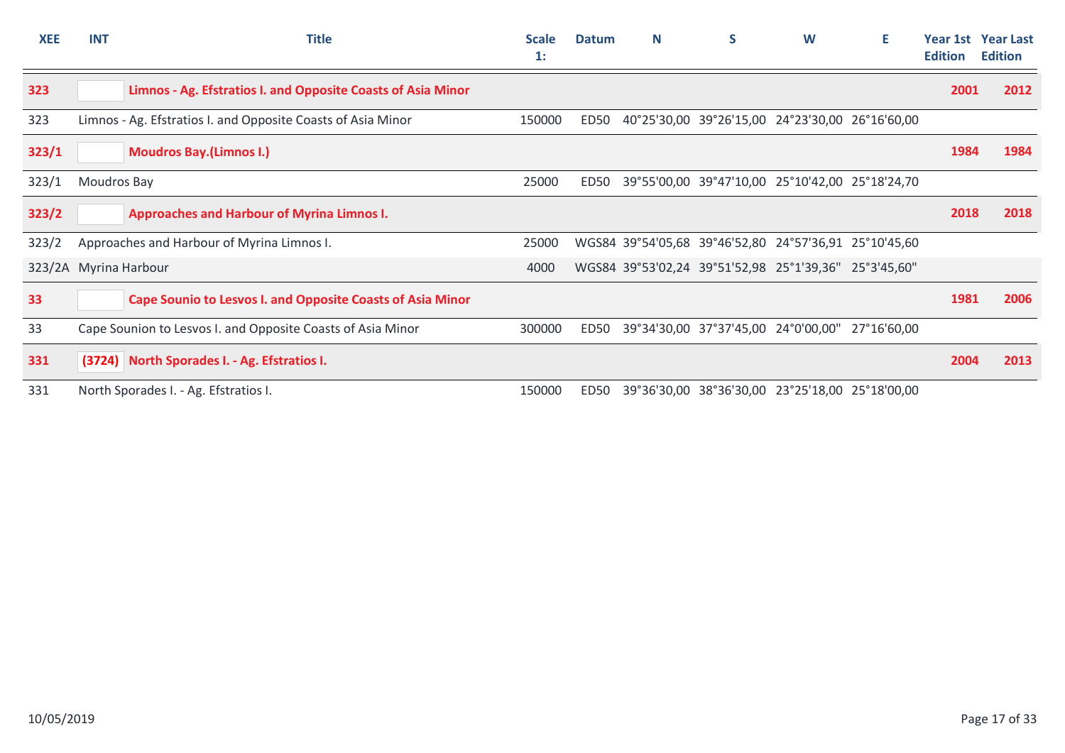| XEE | INT | Title | Scale 1: | Datum | N | S | W | E | Year 1st Edition | Year Last Edition |
|---|---|---|---|---|---|---|---|---|---|---|
| **323** | | **Limnos - Ag. Efstratios I. and Opposite Coasts of Asia Minor** | | | | | | | **2001** | **2012** |
| 323 | | Limnos - Ag. Efstratios I. and Opposite Coasts of Asia Minor | 150000 | ED50 | 40°25'30,00 | 39°26'15,00 | 24°23'30,00 | 26°16'60,00 | | |
| **323/1** | | **Moudros Bay.(Limnos I.)** | | | | | | | **1984** | **1984** |
| 323/1 | | Moudros Bay | 25000 | ED50 | 39°55'00,00 | 39°47'10,00 | 25°10'42,00 | 25°18'24,70 | | |
| **323/2** | | **Approaches and Harbour of Myrina Limnos I.** | | | | | | | **2018** | **2018** |
| 323/2 | | Approaches and Harbour of Myrina Limnos I. | 25000 | WGS84 | 39°54'05,68 | 39°46'52,80 | 24°57'36,91 | 25°10'45,60 | | |
| 323/2A | | Myrina Harbour | 4000 | WGS84 | 39°53'02,24 | 39°51'52,98 | 25°1'39,36" | 25°3'45,60" | | |
| **33** | | **Cape Sounio to Lesvos I. and Opposite Coasts of Asia Minor** | | | | | | | **1981** | **2006** |
| 33 | | Cape Sounion to Lesvos I. and Opposite Coasts of Asia Minor | 300000 | ED50 | 39°34'30,00 | 37°37'45,00 | 24°0'00,00" | 27°16'60,00 | | |
| **331** | **(3724)** | **North Sporades I. - Ag. Efstratios I.** | | | | | | | **2004** | **2013** |
| 331 | | North Sporades I. - Ag. Efstratios I. | 150000 | ED50 | 39°36'30,00 | 38°36'30,00 | 23°25'18,00 | 25°18'00,00 | | |

10/05/2019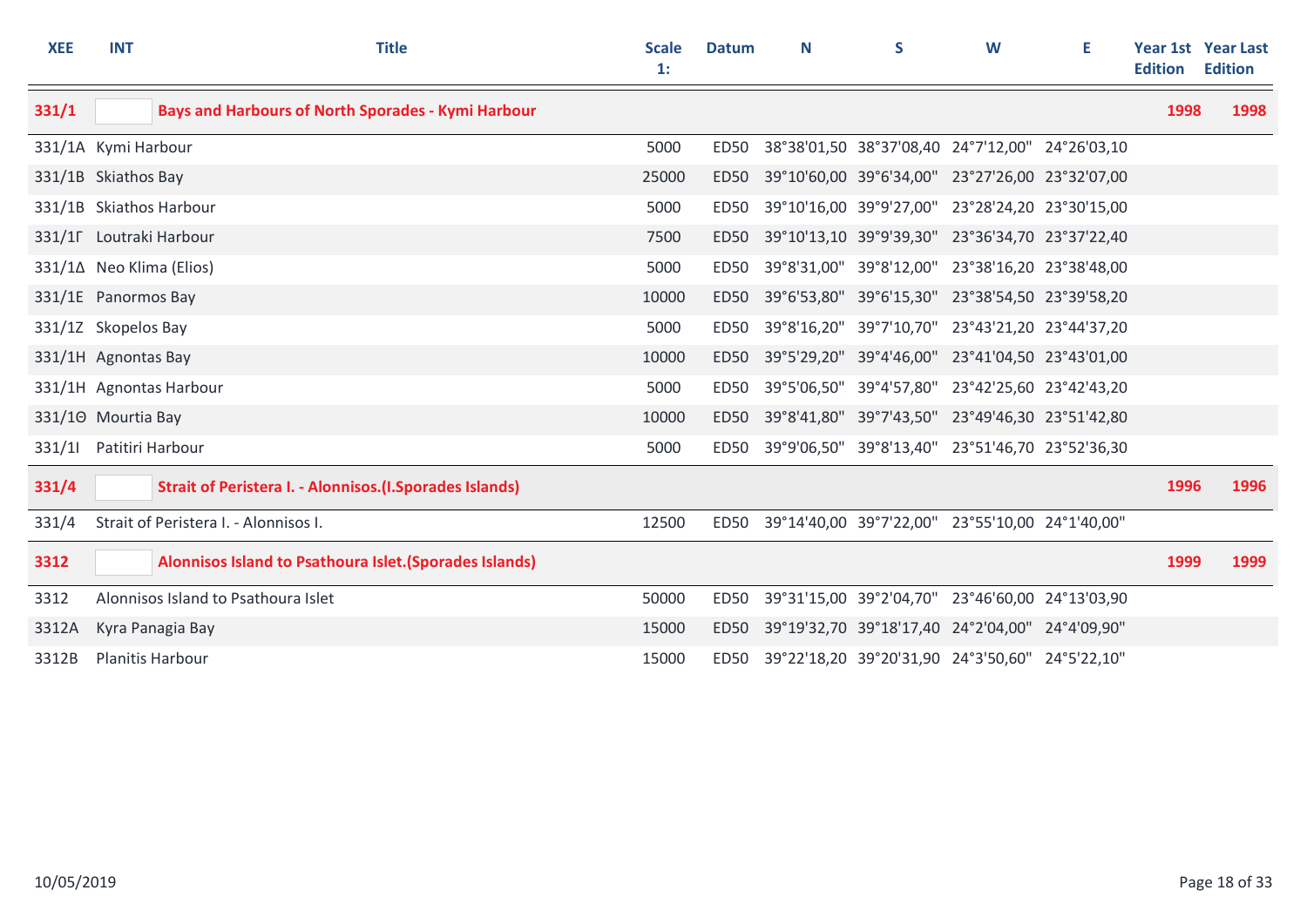| XEE | INT | Title | Scale 1: | Datum | N | S | W | E | Year 1st Edition | Year Last Edition |
|---|---|---|---|---|---|---|---|---|---|---|
| **331/1** | | **Bays and Harbours of North Sporades - Kymi Harbour** | | | | | | | **1998** | **1998** |
| 331/1A | Kymi Harbour | | 5000 | ED50 | 38°38'01,50 | 38°37'08,40 | 24°7'12,00" | 24°26'03,10 | | |
| 331/1B | Skiathos Bay | | 25000 | ED50 | 39°10'60,00 | 39°6'34,00" | 23°27'26,00 | 23°32'07,00 | | |
| 331/1B | Skiathos Harbour | | 5000 | ED50 | 39°10'16,00 | 39°9'27,00" | 23°28'24,20 | 23°30'15,00 | | |
| 331/1Γ | Loutraki Harbour | | 7500 | ED50 | 39°10'13,10 | 39°9'39,30" | 23°36'34,70 | 23°37'22,40 | | |
| 331/1Δ | Neo Klima (Elios) | | 5000 | ED50 | 39°8'31,00" | 39°8'12,00" | 23°38'16,20 | 23°38'48,00 | | |
| 331/1E | Panormos Bay | | 10000 | ED50 | 39°6'53,80" | 39°6'15,30" | 23°38'54,50 | 23°39'58,20 | | |
| 331/1Z | Skopelos Bay | | 5000 | ED50 | 39°8'16,20" | 39°7'10,70" | 23°43'21,20 | 23°44'37,20 | | |
| 331/1H | Agnontas Bay | | 10000 | ED50 | 39°5'29,20" | 39°4'46,00" | 23°41'04,50 | 23°43'01,00 | | |
| 331/1H | Agnontas Harbour | | 5000 | ED50 | 39°5'06,50" | 39°4'57,80" | 23°42'25,60 | 23°42'43,20 | | |
| 331/1Θ | Mourtia Bay | | 10000 | ED50 | 39°8'41,80" | 39°7'43,50" | 23°49'46,30 | 23°51'42,80 | | |
| 331/1I | Patitiri Harbour | | 5000 | ED50 | 39°9'06,50" | 39°8'13,40" | 23°51'46,70 | 23°52'36,30 | | |
| **331/4** | | **Strait of Peristera I. - Alonnisos.(I.Sporades Islands)** | | | | | | | **1996** | **1996** |
| 331/4 | Strait of Peristera I. - Alonnisos I. | | 12500 | ED50 | 39°14'40,00 | 39°7'22,00" | 23°55'10,00 | 24°1'40,00" | | |
| **3312** | | **Alonnisos Island to Psathoura Islet.(Sporades Islands)** | | | | | | | **1999** | **1999** |
| 3312 | Alonnisos Island to Psathoura Islet | | 50000 | ED50 | 39°31'15,00 | 39°2'04,70" | 23°46'60,00 | 24°13'03,90 | | |
| 3312A | Kyra Panagia Bay | | 15000 | ED50 | 39°19'32,70 | 39°18'17,40 | 24°2'04,00" | 24°4'09,90" | | |
| 3312B | Planitis Harbour | | 15000 | ED50 | 39°22'18,20 | 39°20'31,90 | 24°3'50,60" | 24°5'22,10" | | |

10/05/2019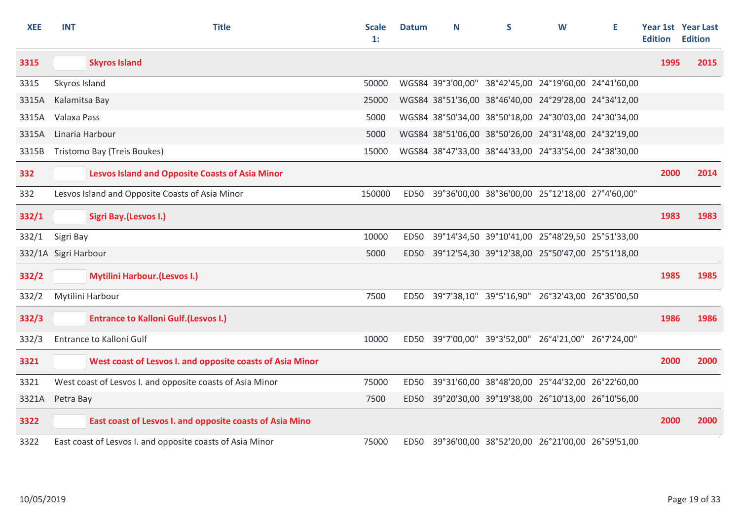| XEE | INT | Title | Scale 1: | Datum | N | S | W | E | Year 1st Edition | Year Last Edition |
|---|---|---|---|---|---|---|---|---|---|---|
| **3315** | | **Skyros Island** | | | | | | | **1995** | **2015** |
| 3315 | | Skyros Island | 50000 | WGS84 | 39°3'00,00" | 38°42'45,00 | 24°19'60,00 | 24°41'60,00 | | |
| 3315A | | Kalamitsa Bay | 25000 | WGS84 | 38°51'36,00 | 38°46'40,00 | 24°29'28,00 | 24°34'12,00 | | |
| 3315A | | Valaxa Pass | 5000 | WGS84 | 38°50'34,00 | 38°50'18,00 | 24°30'03,00 | 24°30'34,00 | | |
| 3315A | | Linaria Harbour | 5000 | WGS84 | 38°51'06,00 | 38°50'26,00 | 24°31'48,00 | 24°32'19,00 | | |
| 3315B | | Tristomo Bay (Treis Boukes) | 15000 | WGS84 | 38°47'33,00 | 38°44'33,00 | 24°33'54,00 | 24°38'30,00 | | |
| **332** | | **Lesvos Island and Opposite Coasts of Asia Minor** | | | | | | | **2000** | **2014** |
| 332 | | Lesvos Island and Opposite Coasts of Asia Minor | 150000 | ED50 | 39°36'00,00 | 38°36'00,00 | 25°12'18,00 | 27°4'60,00" | | |
| **332/1** | | **Sigri Bay.(Lesvos I.)** | | | | | | | **1983** | **1983** |
| 332/1 | | Sigri Bay | 10000 | ED50 | 39°14'34,50 | 39°10'41,00 | 25°48'29,50 | 25°51'33,00 | | |
| 332/1A | | Sigri Harbour | 5000 | ED50 | 39°12'54,30 | 39°12'38,00 | 25°50'47,00 | 25°51'18,00 | | |
| **332/2** | | **Mytilini Harbour.(Lesvos I.)** | | | | | | | **1985** | **1985** |
| 332/2 | | Mytilini Harbour | 7500 | ED50 | 39°7'38,10" | 39°5'16,90" | 26°32'43,00 | 26°35'00,50 | | |
| **332/3** | | **Entrance to Kalloni Gulf.(Lesvos I.)** | | | | | | | **1986** | **1986** |
| 332/3 | | Entrance to Kalloni Gulf | 10000 | ED50 | 39°7'00,00" | 39°3'52,00" | 26°4'21,00" | 26°7'24,00" | | |
| **3321** | | **West coast of Lesvos I. and opposite coasts of Asia Minor** | | | | | | | **2000** | **2000** |
| 3321 | | West coast of Lesvos I. and opposite coasts of Asia Minor | 75000 | ED50 | 39°31'60,00 | 38°48'20,00 | 25°44'32,00 | 26°22'60,00 | | |
| 3321A | | Petra Bay | 7500 | ED50 | 39°20'30,00 | 39°19'38,00 | 26°10'13,00 | 26°10'56,00 | | |
| **3322** | | **East coast of Lesvos I. and opposite coasts of Asia Mino** | | | | | | | **2000** | **2000** |
| 3322 | | East coast of Lesvos I. and opposite coasts of Asia Minor | 75000 | ED50 | 39°36'00,00 | 38°52'20,00 | 26°21'00,00 | 26°59'51,00 | | |

10/05/2019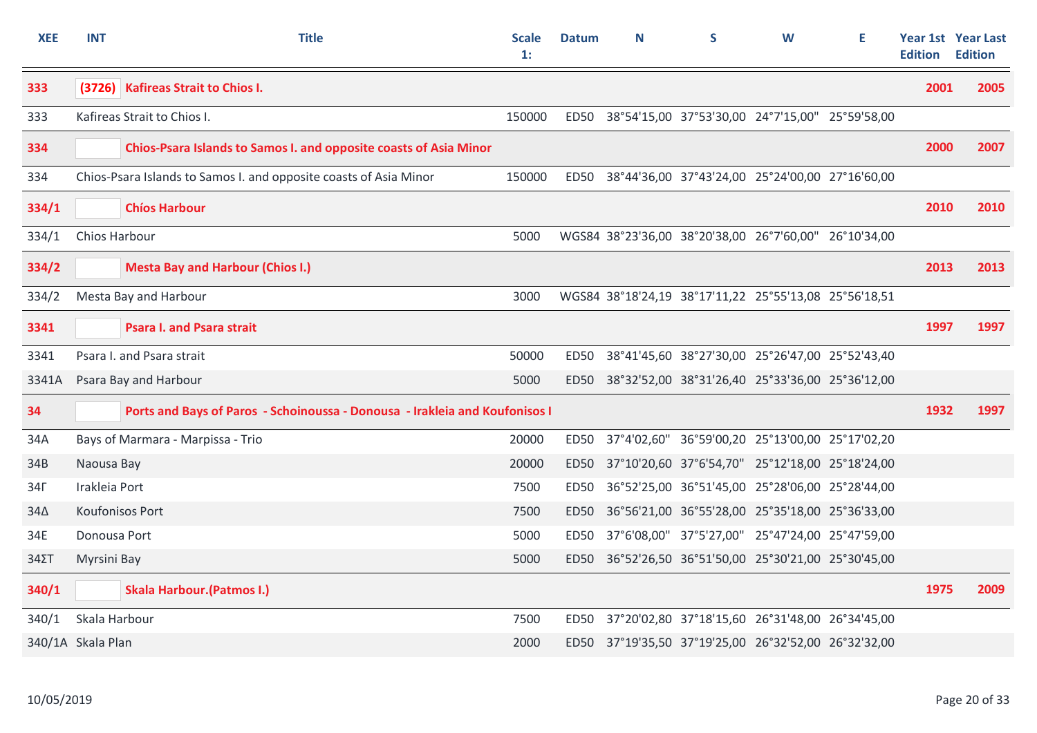| XEE | INT | Title | Scale 1: | Datum | N | S | W | E | Year 1st Edition | Year Last Edition |
|---|---|---|---|---|---|---|---|---|---|---|
| **333** | **(3726)** | **Kafireas Strait to Chios I.** | | | | | | | **2001** | **2005** |
| 333 | | Kafireas Strait to Chios I. | 150000 | ED50 | 38°54'15,00 | 37°53'30,00 | 24°7'15,00" | 25°59'58,00 | | |
| **334** | | **Chios-Psara Islands to Samos I. and opposite coasts of Asia Minor** | | | | | | | **2000** | **2007** |
| 334 | | Chios-Psara Islands to Samos I. and opposite coasts of Asia Minor | 150000 | ED50 | 38°44'36,00 | 37°43'24,00 | 25°24'00,00 | 27°16'60,00 | | |
| **334/1** | | **Chíos Harbour** | | | | | | | **2010** | **2010** |
| 334/1 | | Chios Harbour | 5000 | WGS84 | 38°23'36,00 | 38°20'38,00 | 26°7'60,00" | 26°10'34,00 | | |
| **334/2** | | **Mesta Bay and Harbour (Chios I.)** | | | | | | | **2013** | **2013** |
| 334/2 | | Mesta Bay and Harbour | 3000 | WGS84 | 38°18'24,19 | 38°17'11,22 | 25°55'13,08 | 25°56'18,51 | | |
| **3341** | | **Psara I. and Psara strait** | | | | | | | **1997** | **1997** |
| 3341 | | Psara I. and Psara strait | 50000 | ED50 | 38°41'45,60 | 38°27'30,00 | 25°26'47,00 | 25°52'43,40 | | |
| 3341A | | Psara Bay and Harbour | 5000 | ED50 | 38°32'52,00 | 38°31'26,40 | 25°33'36,00 | 25°36'12,00 | | |
| **34** | | **Ports and Bays of Paros - Schoinoussa - Donousa - Irakleia and Koufonisos I** | | | | | | | **1932** | **1997** |
| 34A | | Bays of Marmara - Marpissa - Trio | 20000 | ED50 | 37°4'02,60" | 36°59'00,20 | 25°13'00,00 | 25°17'02,20 | | |
| 34B | | Naousa Bay | 20000 | ED50 | 37°10'20,60 | 37°6'54,70" | 25°12'18,00 | 25°18'24,00 | | |
| 34Γ | | Irakleia Port | 7500 | ED50 | 36°52'25,00 | 36°51'45,00 | 25°28'06,00 | 25°28'44,00 | | |
| 34Δ | | Koufonisos Port | 7500 | ED50 | 36°56'21,00 | 36°55'28,00 | 25°35'18,00 | 25°36'33,00 | | |
| 34E | | Donousa Port | 5000 | ED50 | 37°6'08,00" | 37°5'27,00" | 25°47'24,00 | 25°47'59,00 | | |
| 34ΣΤ | | Myrsini Bay | 5000 | ED50 | 36°52'26,50 | 36°51'50,00 | 25°30'21,00 | 25°30'45,00 | | |
| **340/1** | | **Skala Harbour.(Patmos I.)** | | | | | | | **1975** | **2009** |
| 340/1 | | Skala Harbour | 7500 | ED50 | 37°20'02,80 | 37°18'15,60 | 26°31'48,00 | 26°34'45,00 | | |
| 340/1A | | Skala Plan | 2000 | ED50 | 37°19'35,50 | 37°19'25,00 | 26°32'52,00 | 26°32'32,00 | | |

10/05/2019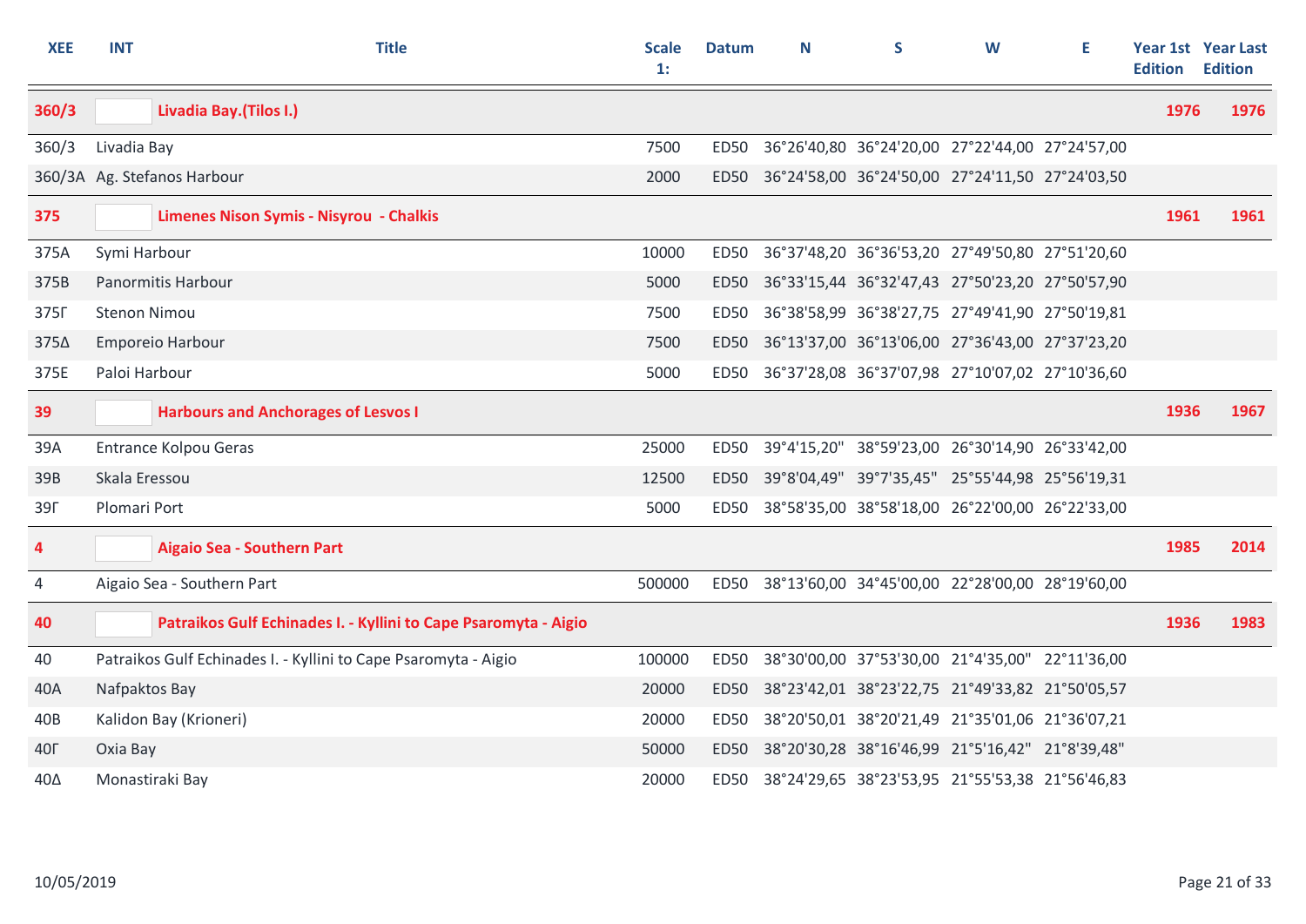| XEE | INT | Title | Scale 1: | Datum | N | S | W | E | Year 1st Edition | Year Last Edition |
|---|---|---|---|---|---|---|---|---|---|---|
| **360/3** | | **Livadia Bay.(Tilos I.)** | | | | | | | **1976** | **1976** |
| 360/3 | | Livadia Bay | 7500 | ED50 | 36°26'40,80 | 36°24'20,00 | 27°22'44,00 | 27°24'57,00 | | |
| 360/3A | | Ag. Stefanos Harbour | 2000 | ED50 | 36°24'58,00 | 36°24'50,00 | 27°24'11,50 | 27°24'03,50 | | |
| **375** | | **Limenes Nison Symis - Nisyrou - Chalkis** | | | | | | | **1961** | **1961** |
| 375A | | Symi Harbour | 10000 | ED50 | 36°37'48,20 | 36°36'53,20 | 27°49'50,80 | 27°51'20,60 | | |
| 375B | | Panormitis Harbour | 5000 | ED50 | 36°33'15,44 | 36°32'47,43 | 27°50'23,20 | 27°50'57,90 | | |
| 375Γ | | Stenon Nimou | 7500 | ED50 | 36°38'58,99 | 36°38'27,75 | 27°49'41,90 | 27°50'19,81 | | |
| 375Δ | | Emporeio Harbour | 7500 | ED50 | 36°13'37,00 | 36°13'06,00 | 27°36'43,00 | 27°37'23,20 | | |
| 375E | | Paloi Harbour | 5000 | ED50 | 36°37'28,08 | 36°37'07,98 | 27°10'07,02 | 27°10'36,60 | | |
| **39** | | **Harbours and Anchorages of Lesvos I** | | | | | | | **1936** | **1967** |
| 39A | | Entrance Kolpou Geras | 25000 | ED50 | 39°4'15,20" | 38°59'23,00 | 26°30'14,90 | 26°33'42,00 | | |
| 39B | | Skala Eressou | 12500 | ED50 | 39°8'04,49" | 39°7'35,45" | 25°55'44,98 | 25°56'19,31 | | |
| 39Γ | | Plomari Port | 5000 | ED50 | 38°58'35,00 | 38°58'18,00 | 26°22'00,00 | 26°22'33,00 | | |
| **4** | | **Aigaio Sea - Southern Part** | | | | | | | **1985** | **2014** |
| 4 | | Aigaio Sea - Southern Part | 500000 | ED50 | 38°13'60,00 | 34°45'00,00 | 22°28'00,00 | 28°19'60,00 | | |
| **40** | | **Patraikos Gulf Echinades I. - Kyllini to Cape Psaromyta - Aigio** | | | | | | | **1936** | **1983** |
| 40 | | Patraikos Gulf Echinades I. - Kyllini to Cape Psaromyta - Aigio | 100000 | ED50 | 38°30'00,00 | 37°53'30,00 | 21°4'35,00" | 22°11'36,00 | | |
| 40A | | Nafpaktos Bay | 20000 | ED50 | 38°23'42,01 | 38°23'22,75 | 21°49'33,82 | 21°50'05,57 | | |
| 40B | | Kalidon Bay (Krioneri) | 20000 | ED50 | 38°20'50,01 | 38°20'21,49 | 21°35'01,06 | 21°36'07,21 | | |
| 40Γ | | Oxia Bay | 50000 | ED50 | 38°20'30,28 | 38°16'46,99 | 21°5'16,42" | 21°8'39,48" | | |
| 40Δ | | Monastiraki Bay | 20000 | ED50 | 38°24'29,65 | 38°23'53,95 | 21°55'53,38 | 21°56'46,83 | | |

10/05/2019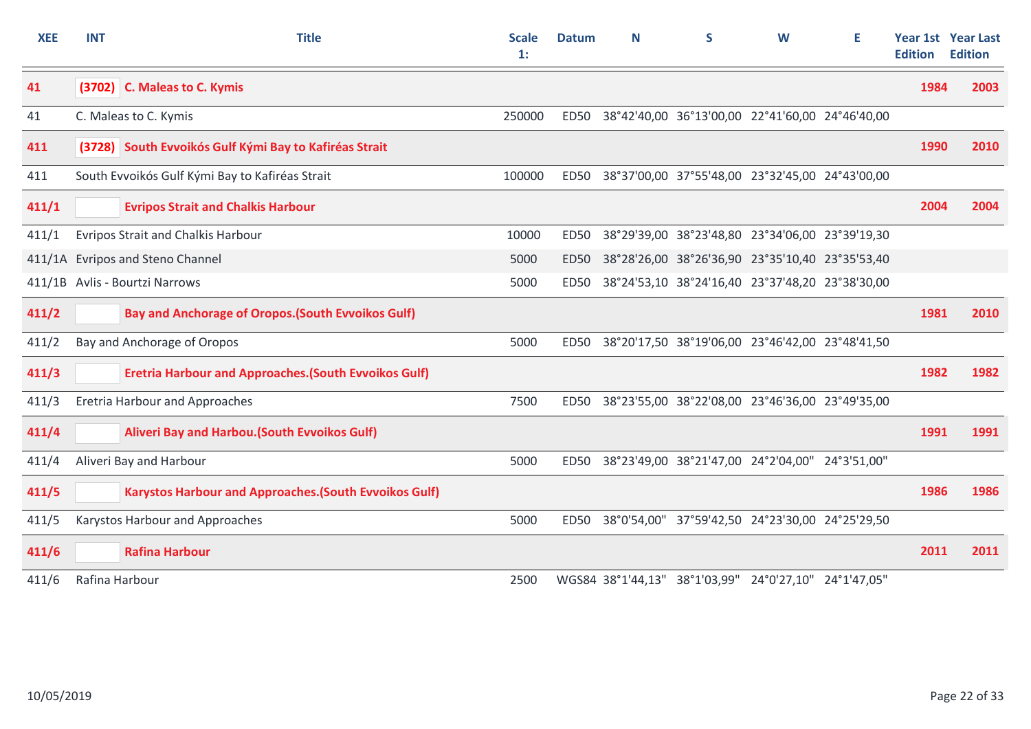| XEE | INT | Title | Scale 1: | Datum | N | S | W | E | Year 1st Edition | Year Last Edition |
|---|---|---|---|---|---|---|---|---|---|---|
| **41** | **(3702)** | **C. Maleas to C. Kymis** | | | | | | | **1984** | **2003** |
| 41 | | C. Maleas to C. Kymis | 250000 | ED50 | 38°42'40,00 | 36°13'00,00 | 22°41'60,00 | 24°46'40,00 | | |
| **411** | **(3728)** | **South Evvoikós Gulf Kými Bay to Kafiréas Strait** | | | | | | | **1990** | **2010** |
| 411 | | South Evvoikós Gulf Kými Bay to Kafiréas Strait | 100000 | ED50 | 38°37'00,00 | 37°55'48,00 | 23°32'45,00 | 24°43'00,00 | | |
| **411/1** | | **Evripos Strait and Chalkis Harbour** | | | | | | | **2004** | **2004** |
| 411/1 | | Evripos Strait and Chalkis Harbour | 10000 | ED50 | 38°29'39,00 | 38°23'48,80 | 23°34'06,00 | 23°39'19,30 | | |
| 411/1A | | Evripos and Steno Channel | 5000 | ED50 | 38°28'26,00 | 38°26'36,90 | 23°35'10,40 | 23°35'53,40 | | |
| 411/1B | | Avlis - Bourtzi Narrows | 5000 | ED50 | 38°24'53,10 | 38°24'16,40 | 23°37'48,20 | 23°38'30,00 | | |
| **411/2** | | **Bay and Anchorage of Oropos.(South Evvoikos Gulf)** | | | | | | | **1981** | **2010** |
| 411/2 | | Bay and Anchorage of Oropos | 5000 | ED50 | 38°20'17,50 | 38°19'06,00 | 23°46'42,00 | 23°48'41,50 | | |
| **411/3** | | **Eretria Harbour and Approaches.(South Evvoikos Gulf)** | | | | | | | **1982** | **1982** |
| 411/3 | | Eretria Harbour and Approaches | 7500 | ED50 | 38°23'55,00 | 38°22'08,00 | 23°46'36,00 | 23°49'35,00 | | |
| **411/4** | | **Aliveri Bay and Harbou.(South Evvoikos Gulf)** | | | | | | | **1991** | **1991** |
| 411/4 | | Aliveri Bay and Harbour | 5000 | ED50 | 38°23'49,00 | 38°21'47,00 | 24°2'04,00" | 24°3'51,00" | | |
| **411/5** | | **Karystos Harbour and Approaches.(South Evvoikos Gulf)** | | | | | | | **1986** | **1986** |
| 411/5 | | Karystos Harbour and Approaches | 5000 | ED50 | 38°0'54,00" | 37°59'42,50 | 24°23'30,00 | 24°25'29,50 | | |
| **411/6** | | **Rafina Harbour** | | | | | | | **2011** | **2011** |
| 411/6 | | Rafina Harbour | 2500 | WGS84 | 38°1'44,13" | 38°1'03,99" | 24°0'27,10" | 24°1'47,05" | | |

10/05/2019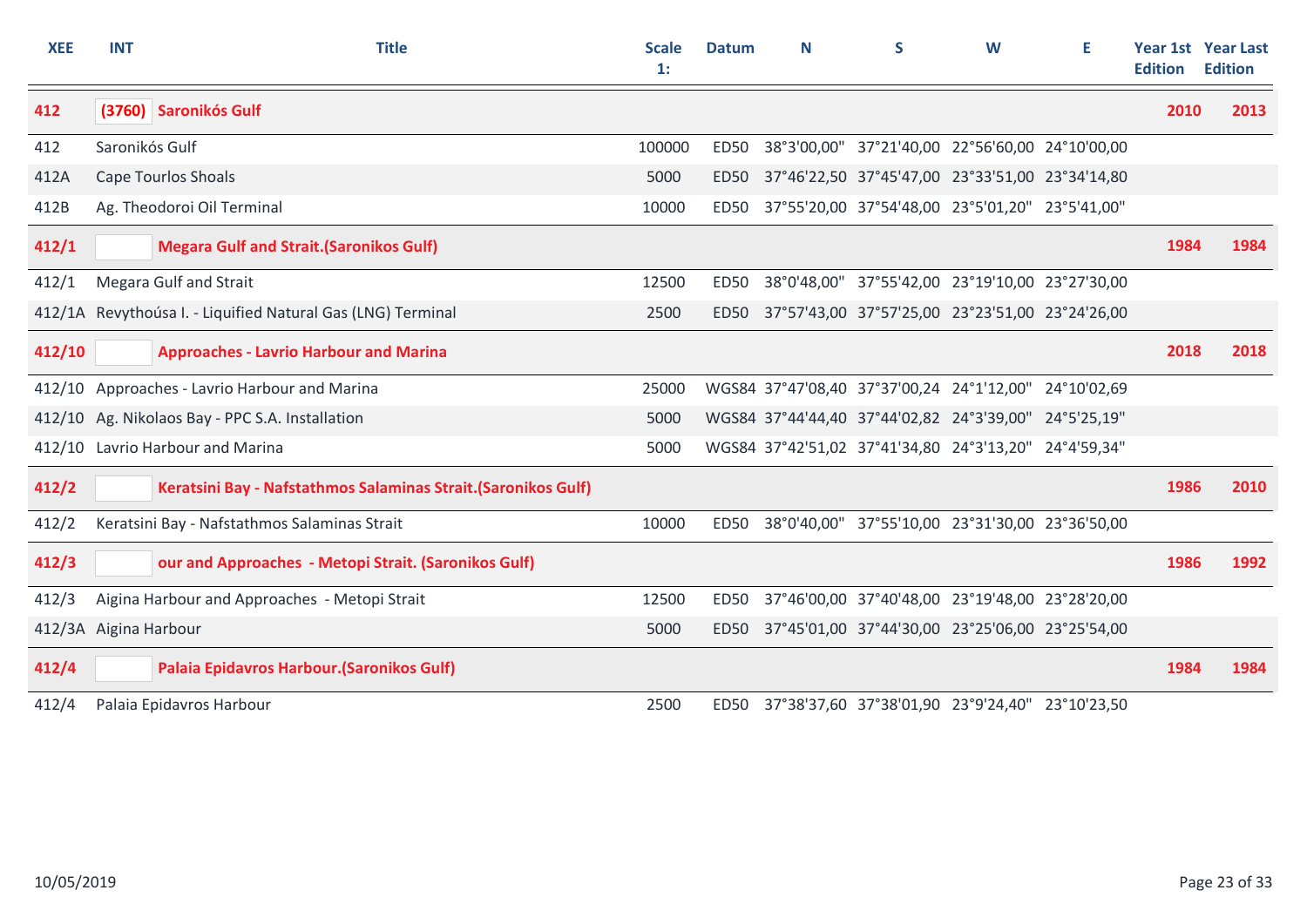| XEE | INT | Title | Scale 1: | Datum | N | S | W | E | Year 1st Edition | Year Last Edition |
|---|---|---|---|---|---|---|---|---|---|---|
| **412** | **(3760)** | **Saronikós Gulf** | | | | | | | **2010** | **2013** |
| 412 | Saronikós Gulf | | 100000 | ED50 | 38°3'00,00" | 37°21'40,00 | 22°56'60,00 | 24°10'00,00 | | |
| 412A | Cape Tourlos Shoals | | 5000 | ED50 | 37°46'22,50 | 37°45'47,00 | 23°33'51,00 | 23°34'14,80 | | |
| 412B | Ag. Theodoroi Oil Terminal | | 10000 | ED50 | 37°55'20,00 | 37°54'48,00 | 23°5'01,20" | 23°5'41,00" | | |
| **412/1** | | **Megara Gulf and Strait.(Saronikos Gulf)** | | | | | | | **1984** | **1984** |
| 412/1 | Megara Gulf and Strait | | 12500 | ED50 | 38°0'48,00" | 37°55'42,00 | 23°19'10,00 | 23°27'30,00 | | |
| 412/1A | Revythoúsa I. - Liquified Natural Gas (LNG) Terminal | | 2500 | ED50 | 37°57'43,00 | 37°57'25,00 | 23°23'51,00 | 23°24'26,00 | | |
| **412/10** | | **Approaches - Lavrio Harbour and Marina** | | | | | | | **2018** | **2018** |
| 412/10 | Approaches - Lavrio Harbour and Marina | | 25000 | WGS84 | 37°47'08,40 | 37°37'00,24 | 24°1'12,00" | 24°10'02,69 | | |
| 412/10 | Ag. Nikolaos Bay - PPC S.A. Installation | | 5000 | WGS84 | 37°44'44,40 | 37°44'02,82 | 24°3'39,00" | 24°5'25,19" | | |
| 412/10 | Lavrio Harbour and Marina | | 5000 | WGS84 | 37°42'51,02 | 37°41'34,80 | 24°3'13,20" | 24°4'59,34" | | |
| **412/2** | | **Keratsini Bay - Nafstathmos Salaminas Strait.(Saronikos Gulf)** | | | | | | | **1986** | **2010** |
| 412/2 | Keratsini Bay - Nafstathmos Salaminas Strait | | 10000 | ED50 | 38°0'40,00" | 37°55'10,00 | 23°31'30,00 | 23°36'50,00 | | |
| **412/3** | | **our and Approaches - Metopi Strait. (Saronikos Gulf)** | | | | | | | **1986** | **1992** |
| 412/3 | Aigina Harbour and Approaches - Metopi Strait | | 12500 | ED50 | 37°46'00,00 | 37°40'48,00 | 23°19'48,00 | 23°28'20,00 | | |
| 412/3A | Aigina Harbour | | 5000 | ED50 | 37°45'01,00 | 37°44'30,00 | 23°25'06,00 | 23°25'54,00 | | |
| **412/4** | | **Palaia Epidavros Harbour.(Saronikos Gulf)** | | | | | | | **1984** | **1984** |
| 412/4 | Palaia Epidavros Harbour | | 2500 | ED50 | 37°38'37,60 | 37°38'01,90 | 23°9'24,40" | 23°10'23,50 | | |

10/05/2019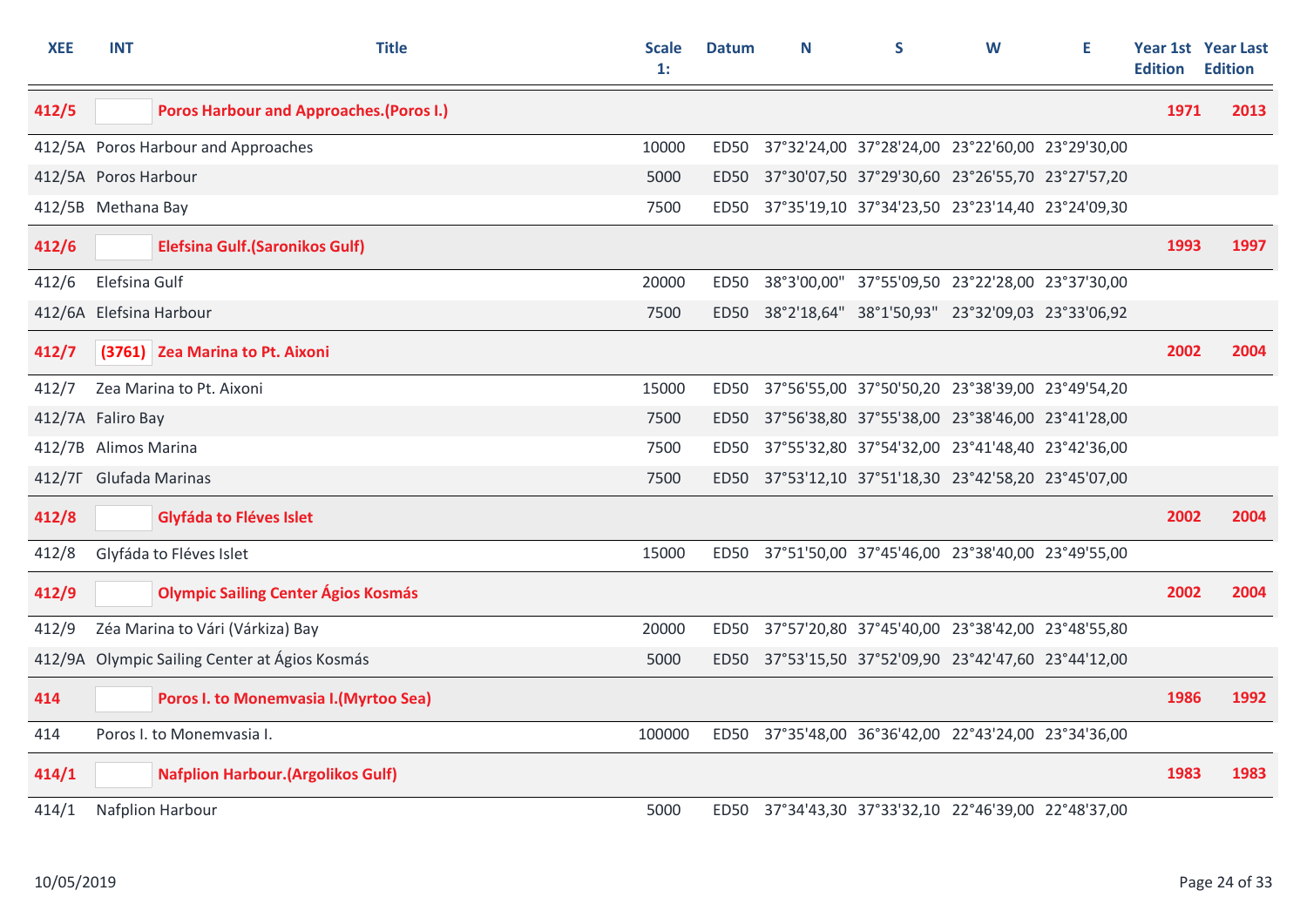| XEE | INT | Title | Scale 1: | Datum | N | S | W | E | Year 1st Edition | Year Last Edition |
|---|---|---|---|---|---|---|---|---|---|---|
| **412/5** | | **Poros Harbour and Approaches.(Poros I.)** | | | | | | | **1971** | **2013** |
| 412/5A | Poros Harbour and Approaches | | 10000 | ED50 | 37°32'24,00 | 37°28'24,00 | 23°22'60,00 | 23°29'30,00 | | |
| 412/5A | Poros Harbour | | 5000 | ED50 | 37°30'07,50 | 37°29'30,60 | 23°26'55,70 | 23°27'57,20 | | |
| 412/5B | Methana Bay | | 7500 | ED50 | 37°35'19,10 | 37°34'23,50 | 23°23'14,40 | 23°24'09,30 | | |
| **412/6** | | **Elefsina Gulf.(Saronikos Gulf)** | | | | | | | **1993** | **1997** |
| 412/6 | Elefsina Gulf | | 20000 | ED50 | 38°3'00,00" | 37°55'09,50 | 23°22'28,00 | 23°37'30,00 | | |
| 412/6A | Elefsina Harbour | | 7500 | ED50 | 38°2'18,64" | 38°1'50,93" | 23°32'09,03 | 23°33'06,92 | | |
| **412/7** | **(3761)** | **Zea Marina to Pt. Aixoni** | | | | | | | **2002** | **2004** |
| 412/7 | Zea Marina to Pt. Aixoni | | 15000 | ED50 | 37°56'55,00 | 37°50'50,20 | 23°38'39,00 | 23°49'54,20 | | |
| 412/7A | Faliro Bay | | 7500 | ED50 | 37°56'38,80 | 37°55'38,00 | 23°38'46,00 | 23°41'28,00 | | |
| 412/7B | Alimos Marina | | 7500 | ED50 | 37°55'32,80 | 37°54'32,00 | 23°41'48,40 | 23°42'36,00 | | |
| 412/7Γ | Glufada Marinas | | 7500 | ED50 | 37°53'12,10 | 37°51'18,30 | 23°42'58,20 | 23°45'07,00 | | |
| **412/8** | | **Glyfáda to Fléves Islet** | | | | | | | **2002** | **2004** |
| 412/8 | Glyfáda to Fléves Islet | | 15000 | ED50 | 37°51'50,00 | 37°45'46,00 | 23°38'40,00 | 23°49'55,00 | | |
| **412/9** | | **Olympic Sailing Center Ágios Kosmás** | | | | | | | **2002** | **2004** |
| 412/9 | Zéa Marina to Vári (Várkiza) Bay | | 20000 | ED50 | 37°57'20,80 | 37°45'40,00 | 23°38'42,00 | 23°48'55,80 | | |
| 412/9A | Olympic Sailing Center at Ágios Kosmás | | 5000 | ED50 | 37°53'15,50 | 37°52'09,90 | 23°42'47,60 | 23°44'12,00 | | |
| **414** | | **Poros I. to Monemvasia I.(Myrtoo Sea)** | | | | | | | **1986** | **1992** |
| 414 | Poros I. to Monemvasia I. | | 100000 | ED50 | 37°35'48,00 | 36°36'42,00 | 22°43'24,00 | 23°34'36,00 | | |
| **414/1** | | **Nafplion Harbour.(Argolikos Gulf)** | | | | | | | **1983** | **1983** |
| 414/1 | Nafplion Harbour | | 5000 | ED50 | 37°34'43,30 | 37°33'32,10 | 22°46'39,00 | 22°48'37,00 | | |

10/05/2019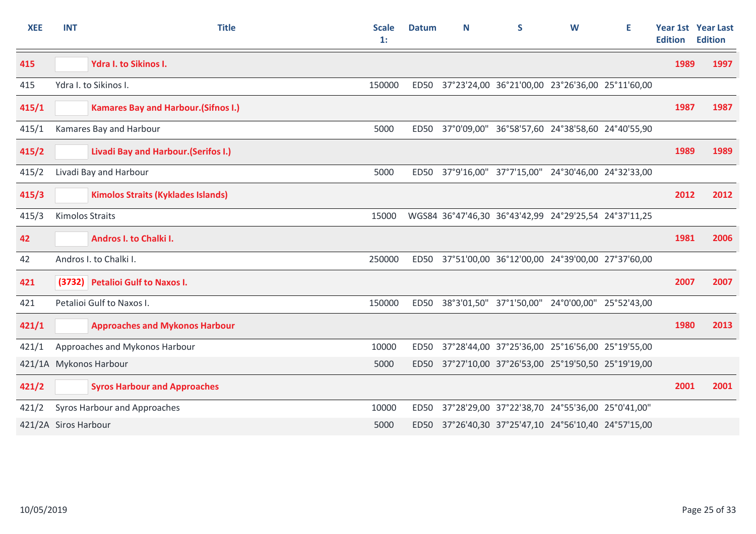| XEE | INT | Title | Scale 1: | Datum | N | S | W | E | Year 1st Edition | Year Last Edition |
|---|---|---|---|---|---|---|---|---|---|---|
| **415** | | **Ydra I. to Sikinos I.** | | | | | | | **1989** | **1997** |
| 415 | | Ydra I. to Sikinos I. | 150000 | ED50 | 37°23'24,00 | 36°21'00,00 | 23°26'36,00 | 25°11'60,00 | | |
| **415/1** | | **Kamares Bay and Harbour.(Sifnos I.)** | | | | | | | **1987** | **1987** |
| 415/1 | | Kamares Bay and Harbour | 5000 | ED50 | 37°0'09,00" | 36°58'57,60 | 24°38'58,60 | 24°40'55,90 | | |
| **415/2** | | **Livadi Bay and Harbour.(Serifos I.)** | | | | | | | **1989** | **1989** |
| 415/2 | | Livadi Bay and Harbour | 5000 | ED50 | 37°9'16,00" | 37°7'15,00" | 24°30'46,00 | 24°32'33,00 | | |
| **415/3** | | **Kimolos Straits (Kyklades Islands)** | | | | | | | **2012** | **2012** |
| 415/3 | | Kimolos Straits | 15000 | WGS84 | 36°47'46,30 | 36°43'42,99 | 24°29'25,54 | 24°37'11,25 | | |
| **42** | | **Andros I. to Chalki I.** | | | | | | | **1981** | **2006** |
| 42 | | Andros I. to Chalki I. | 250000 | ED50 | 37°51'00,00 | 36°12'00,00 | 24°39'00,00 | 27°37'60,00 | | |
| **421** | **(3732)** | **Petalioi Gulf to Naxos I.** | | | | | | | **2007** | **2007** |
| 421 | | Petalioi Gulf to Naxos I. | 150000 | ED50 | 38°3'01,50" | 37°1'50,00" | 24°0'00,00" | 25°52'43,00 | | |
| **421/1** | | **Approaches and Mykonos Harbour** | | | | | | | **1980** | **2013** |
| 421/1 | | Approaches and Mykonos Harbour | 10000 | ED50 | 37°28'44,00 | 37°25'36,00 | 25°16'56,00 | 25°19'55,00 | | |
| 421/1A | | Mykonos Harbour | 5000 | ED50 | 37°27'10,00 | 37°26'53,00 | 25°19'50,50 | 25°19'19,00 | | |
| **421/2** | | **Syros Harbour and Approaches** | | | | | | | **2001** | **2001** |
| 421/2 | | Syros Harbour and Approaches | 10000 | ED50 | 37°28'29,00 | 37°22'38,70 | 24°55'36,00 | 25°0'41,00" | | |
| 421/2A | | Siros Harbour | 5000 | ED50 | 37°26'40,30 | 37°25'47,10 | 24°56'10,40 | 24°57'15,00 | | |

10/05/2019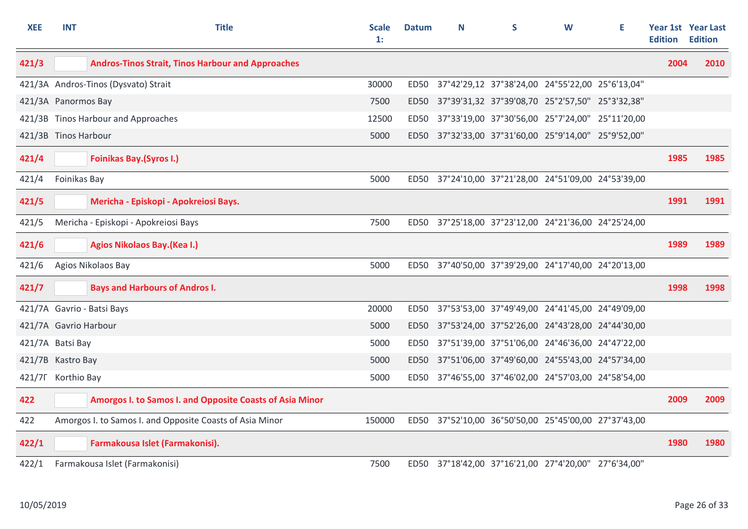| XEE | INT | Title | Scale 1: | Datum | N | S | W | E | Year 1st Edition | Year Last Edition |
|---|---|---|---|---|---|---|---|---|---|---|
| **421/3** | | **Andros-Tinos Strait, Tinos Harbour and Approaches** | | | | | | | **2004** | **2010** |
| 421/3A | | Andros-Tinos (Dysvato) Strait | 30000 | ED50 | 37°42'29,12 | 37°38'24,00 | 24°55'22,00 | 25°6'13,04" | | |
| 421/3A | | Panormos Bay | 7500 | ED50 | 37°39'31,32 | 37°39'08,70 | 25°2'57,50" | 25°3'32,38" | | |
| 421/3B | | Tinos Harbour and Approaches | 12500 | ED50 | 37°33'19,00 | 37°30'56,00 | 25°7'24,00" | 25°11'20,00 | | |
| 421/3B | | Tinos Harbour | 5000 | ED50 | 37°32'33,00 | 37°31'60,00 | 25°9'14,00" | 25°9'52,00" | | |
| **421/4** | | **Foinikas Bay.(Syros I.)** | | | | | | | **1985** | **1985** |
| 421/4 | | Foinikas Bay | 5000 | ED50 | 37°24'10,00 | 37°21'28,00 | 24°51'09,00 | 24°53'39,00 | | |
| **421/5** | | **Mericha - Episkopi - Apokreiosi Bays.** | | | | | | | **1991** | **1991** |
| 421/5 | | Mericha - Episkopi - Apokreiosi Bays | 7500 | ED50 | 37°25'18,00 | 37°23'12,00 | 24°21'36,00 | 24°25'24,00 | | |
| **421/6** | | **Agios Nikolaos Bay.(Kea I.)** | | | | | | | **1989** | **1989** |
| 421/6 | | Agios Nikolaos Bay | 5000 | ED50 | 37°40'50,00 | 37°39'29,00 | 24°17'40,00 | 24°20'13,00 | | |
| **421/7** | | **Bays and Harbours of Andros I.** | | | | | | | **1998** | **1998** |
| 421/7A | | Gavrio - Batsi Bays | 20000 | ED50 | 37°53'53,00 | 37°49'49,00 | 24°41'45,00 | 24°49'09,00 | | |
| 421/7A | | Gavrio Harbour | 5000 | ED50 | 37°53'24,00 | 37°52'26,00 | 24°43'28,00 | 24°44'30,00 | | |
| 421/7A | | Batsi Bay | 5000 | ED50 | 37°51'39,00 | 37°51'06,00 | 24°46'36,00 | 24°47'22,00 | | |
| 421/7B | | Kastro Bay | 5000 | ED50 | 37°51'06,00 | 37°49'60,00 | 24°55'43,00 | 24°57'34,00 | | |
| 421/7Γ | | Korthio Bay | 5000 | ED50 | 37°46'55,00 | 37°46'02,00 | 24°57'03,00 | 24°58'54,00 | | |
| **422** | | **Amorgos I. to Samos I. and Opposite Coasts of Asia Minor** | | | | | | | **2009** | **2009** |
| 422 | | Amorgos I. to Samos I. and Opposite Coasts of Asia Minor | 150000 | ED50 | 37°52'10,00 | 36°50'50,00 | 25°45'00,00 | 27°37'43,00 | | |
| **422/1** | | **Farmakousa Islet (Farmakonisi).** | | | | | | | **1980** | **1980** |
| 422/1 | | Farmakousa Islet (Farmakonisi) | 7500 | ED50 | 37°18'42,00 | 37°16'21,00 | 27°4'20,00" | 27°6'34,00" | | |

10/05/2019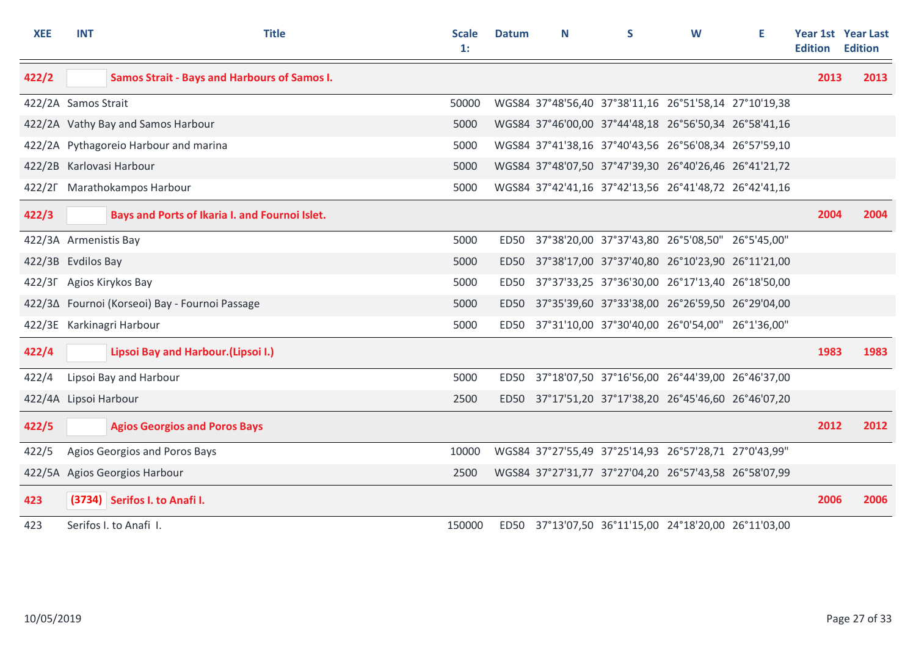| XEE | INT | Title | Scale 1: | Datum | N | S | W | E | Year 1st Edition | Year Last Edition |
|---|---|---|---|---|---|---|---|---|---|---|
| **422/2** | | **Samos Strait - Bays and Harbours of Samos I.** | | | | | | | **2013** | **2013** |
| 422/2A | Samos Strait | | 50000 | WGS84 | 37°48'56,40 | 37°38'11,16 | 26°51'58,14 | 27°10'19,38 | | |
| 422/2A | Vathy Bay and Samos Harbour | | 5000 | WGS84 | 37°46'00,00 | 37°44'48,18 | 26°56'50,34 | 26°58'41,16 | | |
| 422/2A | Pythagoreio Harbour and marina | | 5000 | WGS84 | 37°41'38,16 | 37°40'43,56 | 26°56'08,34 | 26°57'59,10 | | |
| 422/2B | Karlovasi Harbour | | 5000 | WGS84 | 37°48'07,50 | 37°47'39,30 | 26°40'26,46 | 26°41'21,72 | | |
| 422/2Γ | Marathokampos Harbour | | 5000 | WGS84 | 37°42'41,16 | 37°42'13,56 | 26°41'48,72 | 26°42'41,16 | | |
| **422/3** | | **Bays and Ports of Ikaria I. and Fournoi Islet.** | | | | | | | **2004** | **2004** |
| 422/3A | Armenistis Bay | | 5000 | ED50 | 37°38'20,00 | 37°37'43,80 | 26°5'08,50" | 26°5'45,00" | | |
| 422/3B | Evdilos Bay | | 5000 | ED50 | 37°38'17,00 | 37°37'40,80 | 26°10'23,90 | 26°11'21,00 | | |
| 422/3Γ | Agios Kirykos Bay | | 5000 | ED50 | 37°37'33,25 | 37°36'30,00 | 26°17'13,40 | 26°18'50,00 | | |
| 422/3Δ | Fournoi (Korseoi) Bay - Fournoi Passage | | 5000 | ED50 | 37°35'39,60 | 37°33'38,00 | 26°26'59,50 | 26°29'04,00 | | |
| 422/3E | Karkinagri Harbour | | 5000 | ED50 | 37°31'10,00 | 37°30'40,00 | 26°0'54,00" | 26°1'36,00" | | |
| **422/4** | | **Lipsoi Bay and Harbour.(Lipsoi I.)** | | | | | | | **1983** | **1983** |
| 422/4 | Lipsoi Bay and Harbour | | 5000 | ED50 | 37°18'07,50 | 37°16'56,00 | 26°44'39,00 | 26°46'37,00 | | |
| 422/4A | Lipsoi Harbour | | 2500 | ED50 | 37°17'51,20 | 37°17'38,20 | 26°45'46,60 | 26°46'07,20 | | |
| **422/5** | | **Agios Georgios and Poros Bays** | | | | | | | **2012** | **2012** |
| 422/5 | Agios Georgios and Poros Bays | | 10000 | WGS84 | 37°27'55,49 | 37°25'14,93 | 26°57'28,71 | 27°0'43,99" | | |
| 422/5A | Agios Georgios Harbour | | 2500 | WGS84 | 37°27'31,77 | 37°27'04,20 | 26°57'43,58 | 26°58'07,99 | | |
| **423** | **(3734)** | **Serifos I. to Anafi I.** | | | | | | | **2006** | **2006** |
| 423 | Serifos I. to Anafi I. | | 150000 | ED50 | 37°13'07,50 | 36°11'15,00 | 24°18'20,00 | 26°11'03,00 | | |

10/05/2019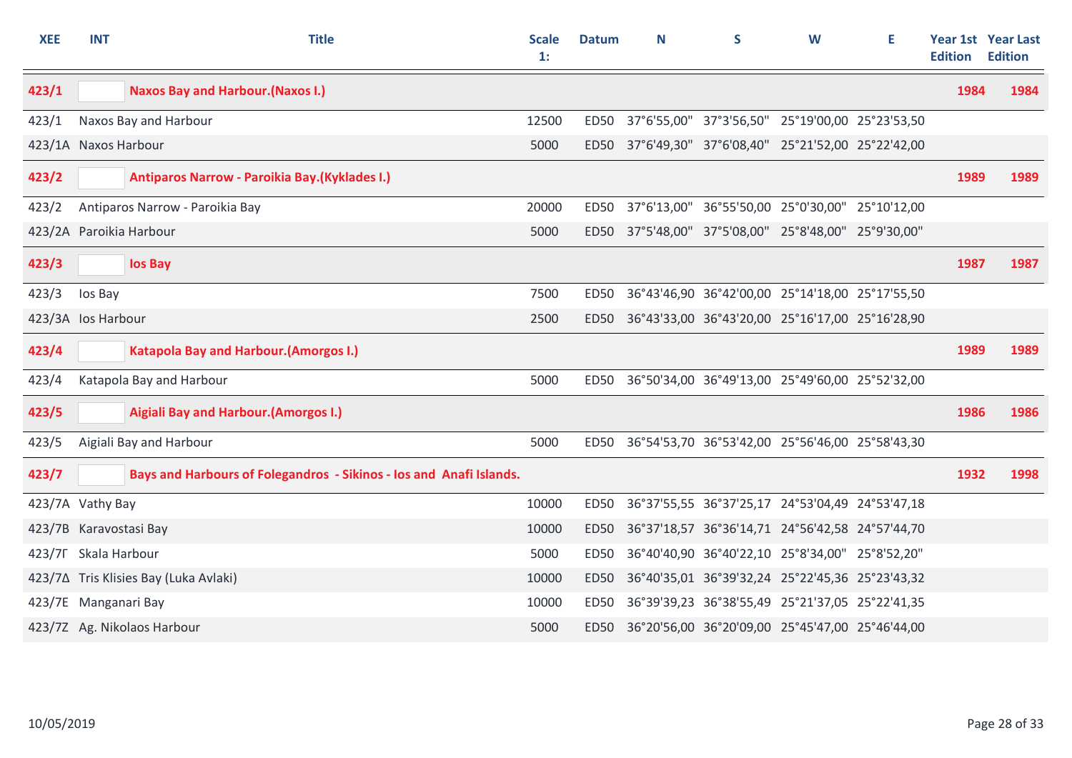| XEE | INT | Title | Scale 1: | Datum | N | S | W | E | Year 1st Edition | Year Last Edition |
|---|---|---|---|---|---|---|---|---|---|---|
| **423/1** | | **Naxos Bay and Harbour.(Naxos I.)** | | | | | | | **1984** | **1984** |
| 423/1 | Naxos Bay and Harbour | | 12500 | ED50 | 37°6'55,00" | 37°3'56,50" | 25°19'00,00 | 25°23'53,50 | | |
| 423/1A | Naxos Harbour | | 5000 | ED50 | 37°6'49,30" | 37°6'08,40" | 25°21'52,00 | 25°22'42,00 | | |
| **423/2** | | **Antiparos Narrow - Paroikia Bay.(Kyklades I.)** | | | | | | | **1989** | **1989** |
| 423/2 | Antiparos Narrow - Paroikia Bay | | 20000 | ED50 | 37°6'13,00" | 36°55'50,00 | 25°0'30,00" | 25°10'12,00 | | |
| 423/2A | Paroikia Harbour | | 5000 | ED50 | 37°5'48,00" | 37°5'08,00" | 25°8'48,00" | 25°9'30,00" | | |
| **423/3** | | **Ios Bay** | | | | | | | **1987** | **1987** |
| 423/3 | Ios Bay | | 7500 | ED50 | 36°43'46,90 | 36°42'00,00 | 25°14'18,00 | 25°17'55,50 | | |
| 423/3A | Ios Harbour | | 2500 | ED50 | 36°43'33,00 | 36°43'20,00 | 25°16'17,00 | 25°16'28,90 | | |
| **423/4** | | **Katapola Bay and Harbour.(Amorgos I.)** | | | | | | | **1989** | **1989** |
| 423/4 | Katapola Bay and Harbour | | 5000 | ED50 | 36°50'34,00 | 36°49'13,00 | 25°49'60,00 | 25°52'32,00 | | |
| **423/5** | | **Aigiali Bay and Harbour.(Amorgos I.)** | | | | | | | **1986** | **1986** |
| 423/5 | Aigiali Bay and Harbour | | 5000 | ED50 | 36°54'53,70 | 36°53'42,00 | 25°56'46,00 | 25°58'43,30 | | |
| **423/7** | | **Bays and Harbours of Folegandros - Sikinos - Ios and Anafi Islands.** | | | | | | | **1932** | **1998** |
| 423/7A | Vathy Bay | | 10000 | ED50 | 36°37'55,55 | 36°37'25,17 | 24°53'04,49 | 24°53'47,18 | | |
| 423/7B | Karavostasi Bay | | 10000 | ED50 | 36°37'18,57 | 36°36'14,71 | 24°56'42,58 | 24°57'44,70 | | |
| 423/7Γ | Skala Harbour | | 5000 | ED50 | 36°40'40,90 | 36°40'22,10 | 25°8'34,00" | 25°8'52,20" | | |
| 423/7Δ | Tris Klisies Bay (Luka Avlaki) | | 10000 | ED50 | 36°40'35,01 | 36°39'32,24 | 25°22'45,36 | 25°23'43,32 | | |
| 423/7E | Manganari Bay | | 10000 | ED50 | 36°39'39,23 | 36°38'55,49 | 25°21'37,05 | 25°22'41,35 | | |
| 423/7Z | Ag. Nikolaos Harbour | | 5000 | ED50 | 36°20'56,00 | 36°20'09,00 | 25°45'47,00 | 25°46'44,00 | | |

10/05/2019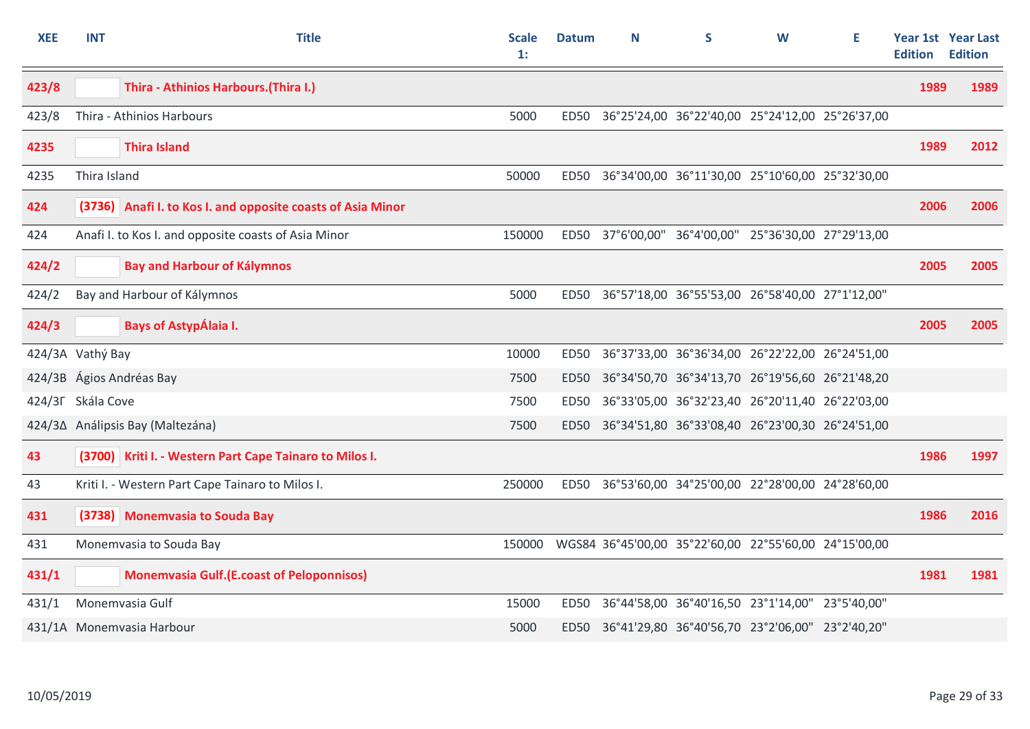| XEE | INT | Title | Scale 1: | Datum | N | S | W | E | Year 1st Edition | Year Last Edition |
|---|---|---|---|---|---|---|---|---|---|---|
| **423/8** | | **Thira - Athinios Harbours.(Thira I.)** | | | | | | | **1989** | **1989** |
| 423/8 | | Thira - Athinios Harbours | 5000 | ED50 | 36°25'24,00 | 36°22'40,00 | 25°24'12,00 | 25°26'37,00 | | |
| **4235** | | **Thira Island** | | | | | | | **1989** | **2012** |
| 4235 | | Thira Island | 50000 | ED50 | 36°34'00,00 | 36°11'30,00 | 25°10'60,00 | 25°32'30,00 | | |
| **424** | **(3736)** | **Anafi I. to Kos I. and opposite coasts of Asia Minor** | | | | | | | **2006** | **2006** |
| 424 | | Anafi I. to Kos I. and opposite coasts of Asia Minor | 150000 | ED50 | 37°6'00,00" | 36°4'00,00" | 25°36'30,00 | 27°29'13,00 | | |
| **424/2** | | **Bay and Harbour of Kálymnos** | | | | | | | **2005** | **2005** |
| 424/2 | | Bay and Harbour of Kálymnos | 5000 | ED50 | 36°57'18,00 | 36°55'53,00 | 26°58'40,00 | 27°1'12,00" | | |
| **424/3** | | **Bays of AstypÁlaia I.** | | | | | | | **2005** | **2005** |
| 424/3A | | Vathý Bay | 10000 | ED50 | 36°37'33,00 | 36°36'34,00 | 26°22'22,00 | 26°24'51,00 | | |
| 424/3B | | Ágios Andréas Bay | 7500 | ED50 | 36°34'50,70 | 36°34'13,70 | 26°19'56,60 | 26°21'48,20 | | |
| 424/3Γ | | Skála Cove | 7500 | ED50 | 36°33'05,00 | 36°32'23,40 | 26°20'11,40 | 26°22'03,00 | | |
| 424/3Δ | | Análipsis Bay (Maltezána) | 7500 | ED50 | 36°34'51,80 | 36°33'08,40 | 26°23'00,30 | 26°24'51,00 | | |
| **43** | **(3700)** | **Kriti I. - Western Part Cape Tainaro to Milos I.** | | | | | | | **1986** | **1997** |
| 43 | | Kriti I. - Western Part Cape Tainaro to Milos I. | 250000 | ED50 | 36°53'60,00 | 34°25'00,00 | 22°28'00,00 | 24°28'60,00 | | |
| **431** | **(3738)** | **Monemvasia to Souda Bay** | | | | | | | **1986** | **2016** |
| 431 | | Monemvasia to Souda Bay | 150000 | WGS84 | 36°45'00,00 | 35°22'60,00 | 22°55'60,00 | 24°15'00,00 | | |
| **431/1** | | **Monemvasia Gulf.(E.coast of Peloponnisos)** | | | | | | | **1981** | **1981** |
| 431/1 | | Monemvasia Gulf | 15000 | ED50 | 36°44'58,00 | 36°40'16,50 | 23°1'14,00" | 23°5'40,00" | | |
| 431/1A | | Monemvasia Harbour | 5000 | ED50 | 36°41'29,80 | 36°40'56,70 | 23°2'06,00" | 23°2'40,20" | | |

10/05/2019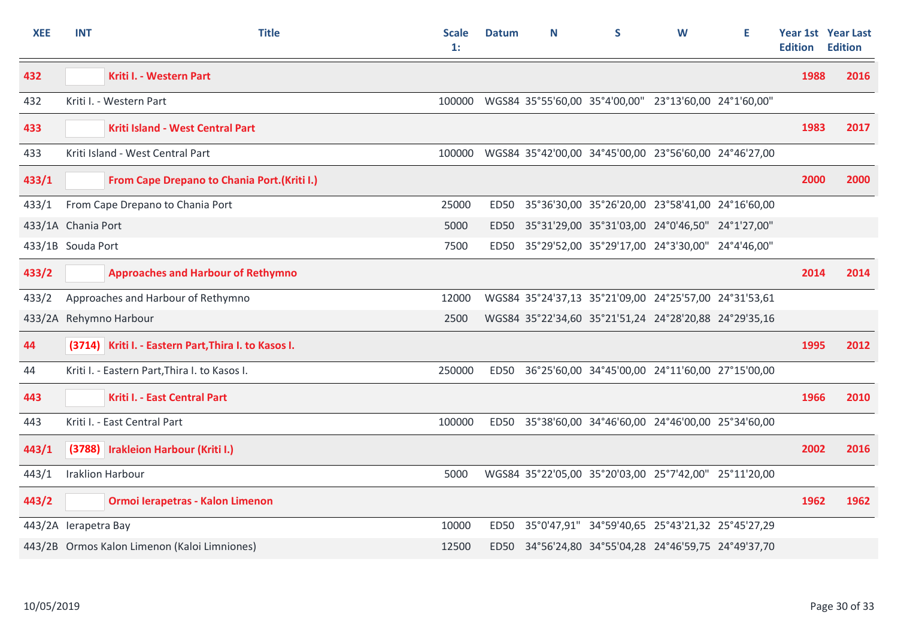| XEE | INT | Title | Scale 1: | Datum | N | S | W | E | Year 1st Edition | Year Last Edition |
|---|---|---|---|---|---|---|---|---|---|---|
| **432** | | **Kriti I. - Western Part** | | | | | | | **1988** | **2016** |
| 432 | | Kriti I. - Western Part | 100000 | WGS84 | 35°55'60,00 | 35°4'00,00" | 23°13'60,00 | 24°1'60,00" | | |
| **433** | | **Kriti Island - West Central Part** | | | | | | | **1983** | **2017** |
| 433 | | Kriti Island - West Central Part | 100000 | WGS84 | 35°42'00,00 | 34°45'00,00 | 23°56'60,00 | 24°46'27,00 | | |
| **433/1** | | **From Cape Drepano to Chania Port.(Kriti I.)** | | | | | | | **2000** | **2000** |
| 433/1 | | From Cape Drepano to Chania Port | 25000 | ED50 | 35°36'30,00 | 35°26'20,00 | 23°58'41,00 | 24°16'60,00 | | |
| 433/1A | | Chania Port | 5000 | ED50 | 35°31'29,00 | 35°31'03,00 | 24°0'46,50" | 24°1'27,00" | | |
| 433/1B | | Souda Port | 7500 | ED50 | 35°29'52,00 | 35°29'17,00 | 24°3'30,00" | 24°4'46,00" | | |
| **433/2** | | **Approaches and Harbour of Rethymno** | | | | | | | **2014** | **2014** |
| 433/2 | | Approaches and Harbour of Rethymno | 12000 | WGS84 | 35°24'37,13 | 35°21'09,00 | 24°25'57,00 | 24°31'53,61 | | |
| 433/2A | | Rehymno Harbour | 2500 | WGS84 | 35°22'34,60 | 35°21'51,24 | 24°28'20,88 | 24°29'35,16 | | |
| **44** | **(3714)** | **Kriti I. - Eastern Part,Thira I. to Kasos I.** | | | | | | | **1995** | **2012** |
| 44 | | Kriti I. - Eastern Part,Thira I. to Kasos I. | 250000 | ED50 | 36°25'60,00 | 34°45'00,00 | 24°11'60,00 | 27°15'00,00 | | |
| **443** | | **Kriti I. - East Central Part** | | | | | | | **1966** | **2010** |
| 443 | | Kriti I. - East Central Part | 100000 | ED50 | 35°38'60,00 | 34°46'60,00 | 24°46'00,00 | 25°34'60,00 | | |
| **443/1** | **(3788)** | **Irakleion Harbour (Kriti I.)** | | | | | | | **2002** | **2016** |
| 443/1 | | Iraklion Harbour | 5000 | WGS84 | 35°22'05,00 | 35°20'03,00 | 25°7'42,00" | 25°11'20,00 | | |
| **443/2** | | **Ormoi Ierapetras - Kalon Limenon** | | | | | | | **1962** | **1962** |
| 443/2A | | Ierapetra Bay | 10000 | ED50 | 35°0'47,91" | 34°59'40,65 | 25°43'21,32 | 25°45'27,29 | | |
| 443/2B | | Ormos Kalon Limenon (Kaloi Limniones) | 12500 | ED50 | 34°56'24,80 | 34°55'04,28 | 24°46'59,75 | 24°49'37,70 | | |

10/05/2019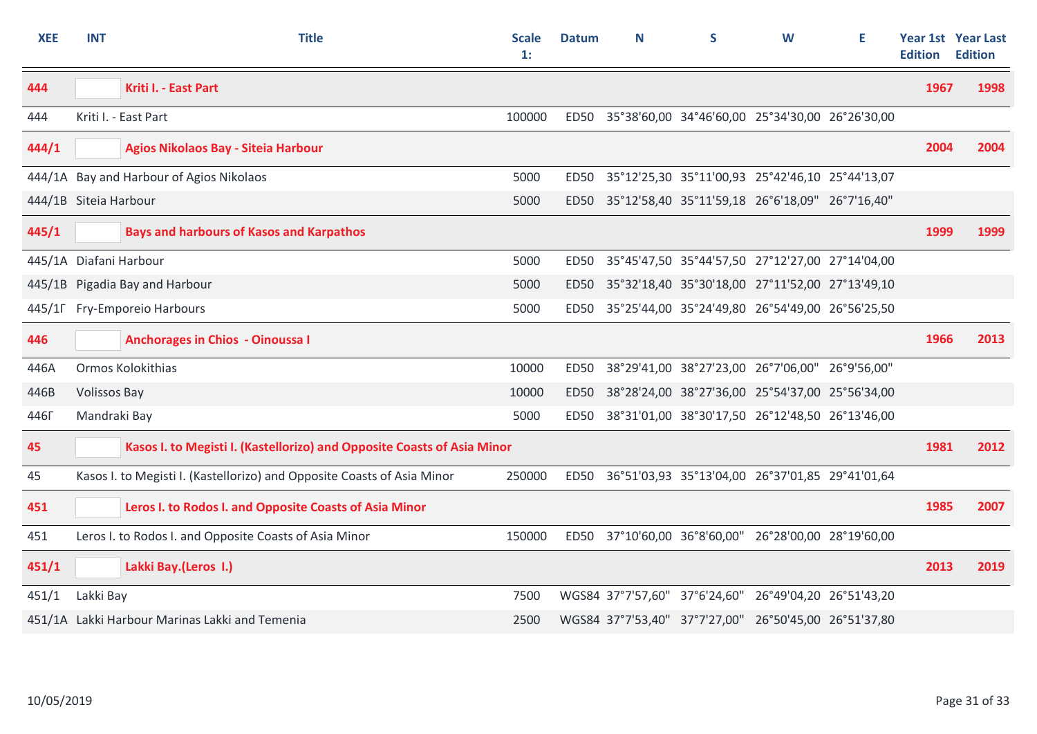| XEE | INT | Title | Scale 1: | Datum | N | S | W | E | Year 1st Edition | Year Last Edition |
|---|---|---|---|---|---|---|---|---|---|---|
| **444** | | **Kriti I. - East Part** | | | | | | | **1967** | **1998** |
| 444 | Kriti I. - East Part | | 100000 | ED50 | 35°38'60,00 | 34°46'60,00 | 25°34'30,00 | 26°26'30,00 | | |
| **444/1** | | **Agios Nikolaos Bay - Siteia Harbour** | | | | | | | **2004** | **2004** |
| 444/1A | Bay and Harbour of Agios Nikolaos | | 5000 | ED50 | 35°12'25,30 | 35°11'00,93 | 25°42'46,10 | 25°44'13,07 | | |
| 444/1B | Siteia Harbour | | 5000 | ED50 | 35°12'58,40 | 35°11'59,18 | 26°6'18,09" | 26°7'16,40" | | |
| **445/1** | | **Bays and harbours of Kasos and Karpathos** | | | | | | | **1999** | **1999** |
| 445/1A | Diafani Harbour | | 5000 | ED50 | 35°45'47,50 | 35°44'57,50 | 27°12'27,00 | 27°14'04,00 | | |
| 445/1B | Pigadia Bay and Harbour | | 5000 | ED50 | 35°32'18,40 | 35°30'18,00 | 27°11'52,00 | 27°13'49,10 | | |
| 445/1Γ | Fry-Emporeio Harbours | | 5000 | ED50 | 35°25'44,00 | 35°24'49,80 | 26°54'49,00 | 26°56'25,50 | | |
| **446** | | **Anchorages in Chios - Oinoussa I** | | | | | | | **1966** | **2013** |
| 446A | Ormos Kolokithias | | 10000 | ED50 | 38°29'41,00 | 38°27'23,00 | 26°7'06,00" | 26°9'56,00" | | |
| 446B | Volissos Bay | | 10000 | ED50 | 38°28'24,00 | 38°27'36,00 | 25°54'37,00 | 25°56'34,00 | | |
| 446Γ | Mandraki Bay | | 5000 | ED50 | 38°31'01,00 | 38°30'17,50 | 26°12'48,50 | 26°13'46,00 | | |
| **45** | | **Kasos I. to Megisti I. (Kastellorizo) and Opposite Coasts of Asia Minor** | | | | | | | **1981** | **2012** |
| 45 | Kasos I. to Megisti I. (Kastellorizo) and Opposite Coasts of Asia Minor | | 250000 | ED50 | 36°51'03,93 | 35°13'04,00 | 26°37'01,85 | 29°41'01,64 | | |
| **451** | | **Leros I. to Rodos I. and Opposite Coasts of Asia Minor** | | | | | | | **1985** | **2007** |
| 451 | Leros I. to Rodos I. and Opposite Coasts of Asia Minor | | 150000 | ED50 | 37°10'60,00 | 36°8'60,00" | 26°28'00,00 | 28°19'60,00 | | |
| **451/1** | | **Lakki Bay.(Leros I.)** | | | | | | | **2013** | **2019** |
| 451/1 | Lakki Bay | | 7500 | WGS84 | 37°7'57,60" | 37°6'24,60" | 26°49'04,20 | 26°51'43,20 | | |
| 451/1A | Lakki Harbour Marinas Lakki and Temenia | | 2500 | WGS84 | 37°7'53,40" | 37°7'27,00" | 26°50'45,00 | 26°51'37,80 | | |

10/05/2019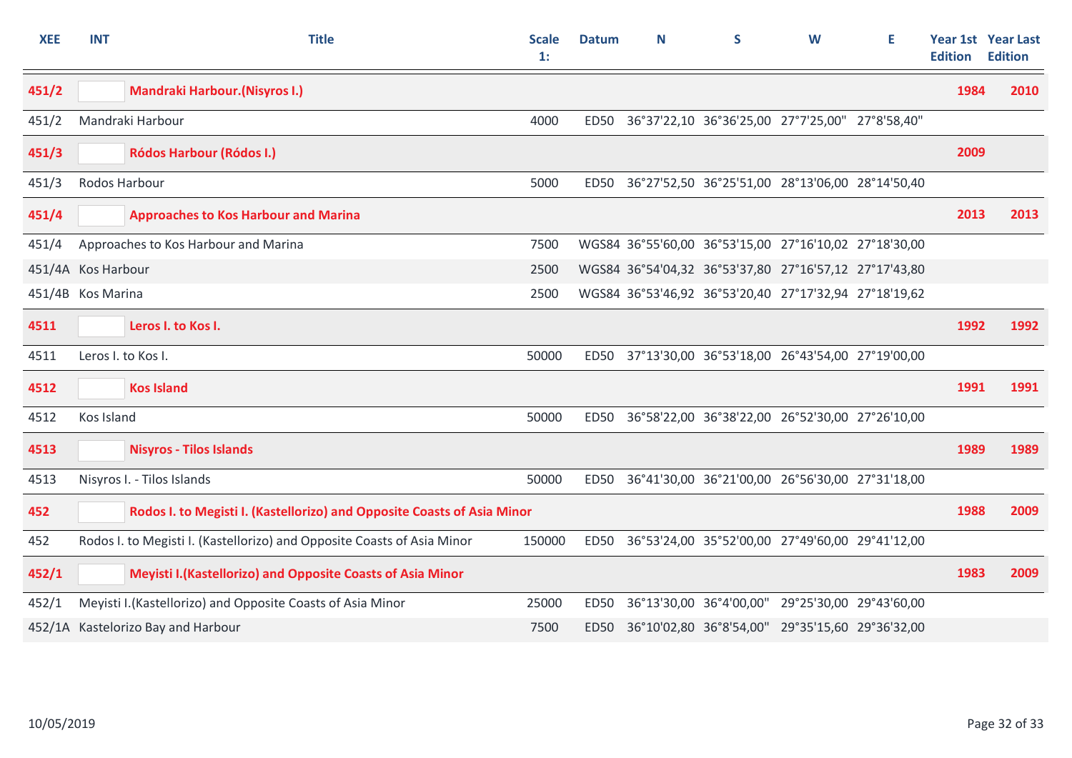| XEE | INT | Title | Scale 1: | Datum | N | S | W | E | Year 1st Edition | Year Last Edition |
|---|---|---|---|---|---|---|---|---|---|---|
| **451/2** | | **Mandraki Harbour.(Nisyros I.)** | | | | | | | **1984** | **2010** |
| 451/2 | | Mandraki Harbour | 4000 | ED50 | 36°37'22,10 | 36°36'25,00 | 27°7'25,00" | 27°8'58,40" | | |
| **451/3** | | **Ródos Harbour (Ródos I.)** | | | | | | | **2009** | |
| 451/3 | | Rodos Harbour | 5000 | ED50 | 36°27'52,50 | 36°25'51,00 | 28°13'06,00 | 28°14'50,40 | | |
| **451/4** | | **Approaches to Kos Harbour and Marina** | | | | | | | **2013** | **2013** |
| 451/4 | | Approaches to Kos Harbour and Marina | 7500 | WGS84 | 36°55'60,00 | 36°53'15,00 | 27°16'10,02 | 27°18'30,00 | | |
| 451/4A | | Kos Harbour | 2500 | WGS84 | 36°54'04,32 | 36°53'37,80 | 27°16'57,12 | 27°17'43,80 | | |
| 451/4B | | Kos Marina | 2500 | WGS84 | 36°53'46,92 | 36°53'20,40 | 27°17'32,94 | 27°18'19,62 | | |
| **4511** | | **Leros I. to Kos I.** | | | | | | | **1992** | **1992** |
| 4511 | | Leros I. to Kos I. | 50000 | ED50 | 37°13'30,00 | 36°53'18,00 | 26°43'54,00 | 27°19'00,00 | | |
| **4512** | | **Kos Island** | | | | | | | **1991** | **1991** |
| 4512 | | Kos Island | 50000 | ED50 | 36°58'22,00 | 36°38'22,00 | 26°52'30,00 | 27°26'10,00 | | |
| **4513** | | **Nisyros - Tilos Islands** | | | | | | | **1989** | **1989** |
| 4513 | | Nisyros I. - Tilos Islands | 50000 | ED50 | 36°41'30,00 | 36°21'00,00 | 26°56'30,00 | 27°31'18,00 | | |
| **452** | | **Rodos I. to Megisti I. (Kastellorizo) and Opposite Coasts of Asia Minor** | | | | | | | **1988** | **2009** |
| 452 | | Rodos I. to Megisti I. (Kastellorizo) and Opposite Coasts of Asia Minor | 150000 | ED50 | 36°53'24,00 | 35°52'00,00 | 27°49'60,00 | 29°41'12,00 | | |
| **452/1** | | **Meyisti I.(Kastellorizo) and Opposite Coasts of Asia Minor** | | | | | | | **1983** | **2009** |
| 452/1 | | Meyisti I.(Kastellorizo) and Opposite Coasts of Asia Minor | 25000 | ED50 | 36°13'30,00 | 36°4'00,00" | 29°25'30,00 | 29°43'60,00 | | |
| 452/1A | | Kastelorizo Bay and Harbour | 7500 | ED50 | 36°10'02,80 | 36°8'54,00" | 29°35'15,60 | 29°36'32,00 | | |

10/05/2019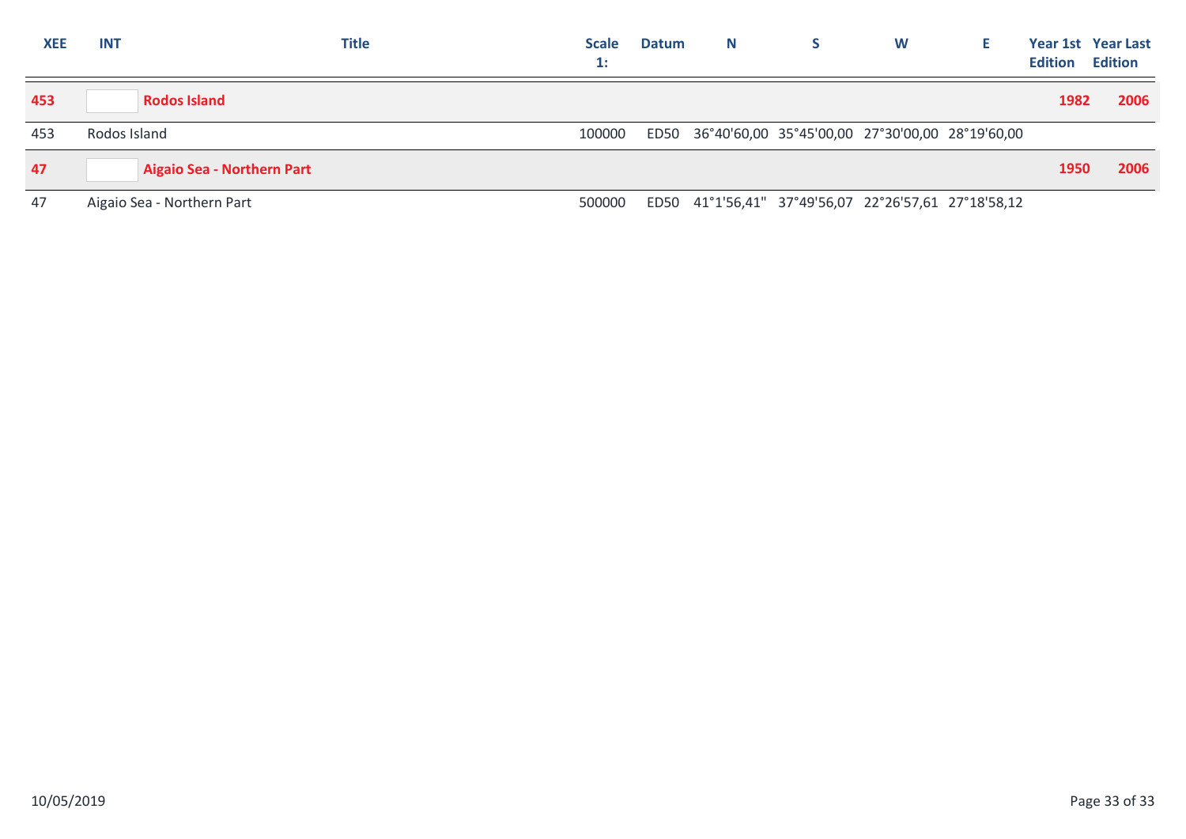| XEE | INT | Title | Scale 1: | Datum | N | S | W | E | Year 1st Edition | Year Last Edition |
|---|---|---|---|---|---|---|---|---|---|---|
| **453** | | **Rodos Island** | | | | | | | **1982** | **2006** |
| 453 | | Rodos Island | 100000 | ED50 | 36°40'60,00 | 35°45'00,00 | 27°30'00,00 | 28°19'60,00 | | |
| **47** | | **Aigaio Sea - Northern Part** | | | | | | | **1950** | **2006** |
| 47 | | Aigaio Sea - Northern Part | 500000 | ED50 | 41°1'56,41" | 37°49'56,07 | 22°26'57,61 | 27°18'58,12 | | |

10/05/2019